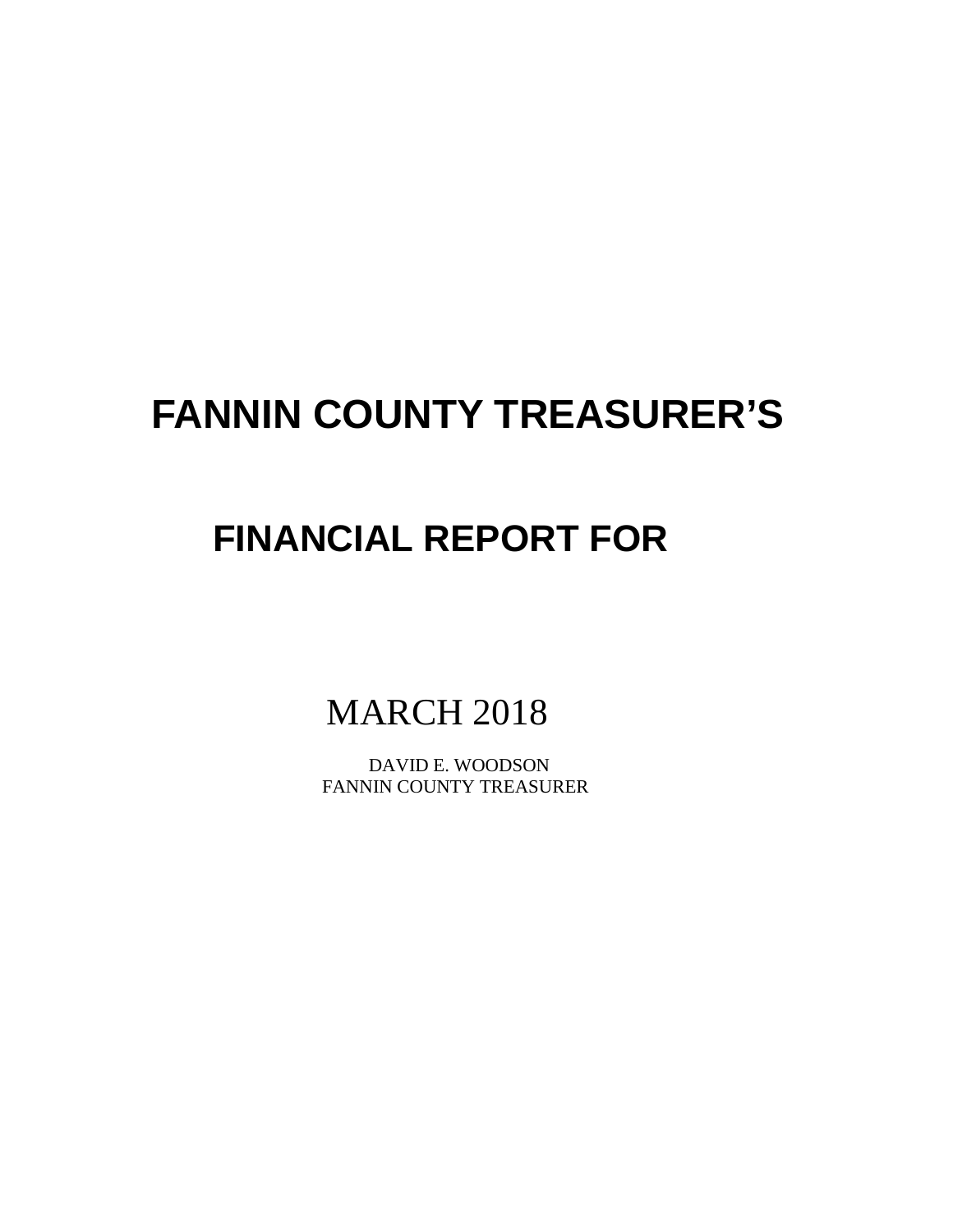# FANNIN COUNTY TREASURER'S

## FINANCIAL REPORT FOR

MARCH 2018

DAVID E. WOODSON
FANNIN COUNTY TREASURER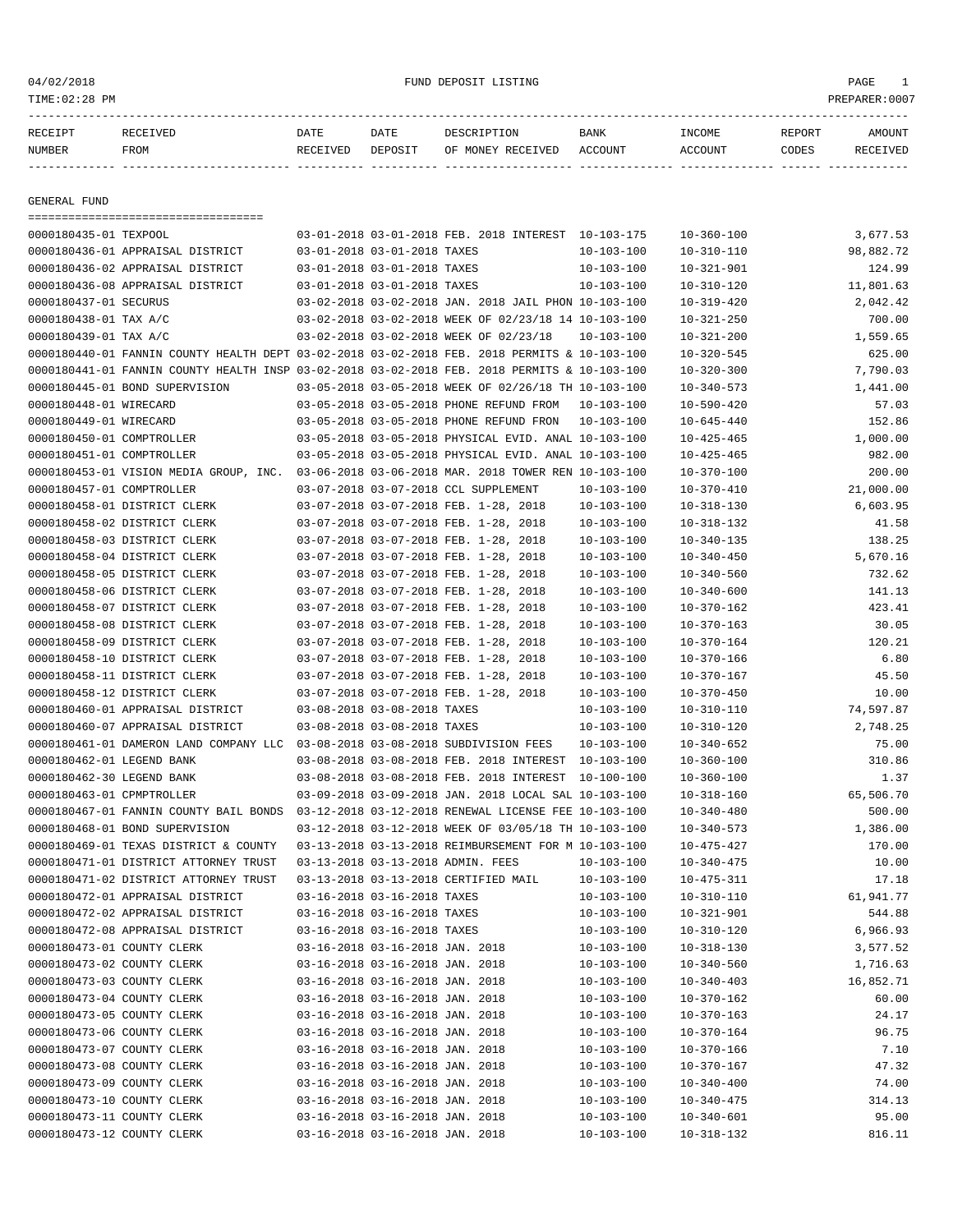FUND DEPOSIT LISTING

04/02/2018
TIME:02:28 PM
PREPARER:0007

| RECEIPT NUMBER | RECEIVED FROM | DATE RECEIVED | DATE DEPOSIT | DESCRIPTION OF MONEY RECEIVED | BANK ACCOUNT | INCOME ACCOUNT | REPORT CODES | AMOUNT RECEIVED |
|---|---|---|---|---|---|---|---|---|
| **GENERAL FUND** | | | | | | | | |
| 0000180435-01 | TEXPOOL | 03-01-2018 | 03-01-2018 | FEB. 2018 INTEREST | 10-103-175 | 10-360-100 | | 3,677.53 |
| 0000180436-01 | APPRAISAL DISTRICT | 03-01-2018 | 03-01-2018 | TAXES | 10-103-100 | 10-310-110 | | 98,882.72 |
| 0000180436-02 | APPRAISAL DISTRICT | 03-01-2018 | 03-01-2018 | TAXES | 10-103-100 | 10-321-901 | | 124.99 |
| 0000180436-08 | APPRAISAL DISTRICT | 03-01-2018 | 03-01-2018 | TAXES | 10-103-100 | 10-310-120 | | 11,801.63 |
| 0000180437-01 | SECURUS | 03-02-2018 | 03-02-2018 | JAN. 2018 JAIL PHON | 10-103-100 | 10-319-420 | | 2,042.42 |
| 0000180438-01 | TAX A/C | 03-02-2018 | 03-02-2018 | WEEK OF 02/23/18 14 | 10-103-100 | 10-321-250 | | 700.00 |
| 0000180439-01 | TAX A/C | 03-02-2018 | 03-02-2018 | WEEK OF 02/23/18 | 10-103-100 | 10-321-200 | | 1,559.65 |
| 0000180440-01 | FANNIN COUNTY HEALTH DEPT | 03-02-2018 | 03-02-2018 | FEB. 2018 PERMITS & | 10-103-100 | 10-320-545 | | 625.00 |
| 0000180441-01 | FANNIN COUNTY HEALTH INSP | 03-02-2018 | 03-02-2018 | FEB. 2018 PERMITS & | 10-103-100 | 10-320-300 | | 7,790.03 |
| 0000180445-01 | BOND SUPERVISION | 03-05-2018 | 03-05-2018 | WEEK OF 02/26/18 TH | 10-103-100 | 10-340-573 | | 1,441.00 |
| 0000180448-01 | WIRECARD | 03-05-2018 | 03-05-2018 | PHONE REFUND FROM | 10-103-100 | 10-590-420 | | 57.03 |
| 0000180449-01 | WIRECARD | 03-05-2018 | 03-05-2018 | PHONE REFUND FRON | 10-103-100 | 10-645-440 | | 152.86 |
| 0000180450-01 | COMPTROLLER | 03-05-2018 | 03-05-2018 | PHYSICAL EVID. ANAL | 10-103-100 | 10-425-465 | | 1,000.00 |
| 0000180451-01 | COMPTROLLER | 03-05-2018 | 03-05-2018 | PHYSICAL EVID. ANAL | 10-103-100 | 10-425-465 | | 982.00 |
| 0000180453-01 | VISION MEDIA GROUP, INC. | 03-06-2018 | 03-06-2018 | MAR. 2018 TOWER REN | 10-103-100 | 10-370-100 | | 200.00 |
| 0000180457-01 | COMPTROLLER | 03-07-2018 | 03-07-2018 | CCL SUPPLEMENT | 10-103-100 | 10-370-410 | | 21,000.00 |
| 0000180458-01 | DISTRICT CLERK | 03-07-2018 | 03-07-2018 | FEB. 1-28, 2018 | 10-103-100 | 10-318-130 | | 6,603.95 |
| 0000180458-02 | DISTRICT CLERK | 03-07-2018 | 03-07-2018 | FEB. 1-28, 2018 | 10-103-100 | 10-318-132 | | 41.58 |
| 0000180458-03 | DISTRICT CLERK | 03-07-2018 | 03-07-2018 | FEB. 1-28, 2018 | 10-103-100 | 10-340-135 | | 138.25 |
| 0000180458-04 | DISTRICT CLERK | 03-07-2018 | 03-07-2018 | FEB. 1-28, 2018 | 10-103-100 | 10-340-450 | | 5,670.16 |
| 0000180458-05 | DISTRICT CLERK | 03-07-2018 | 03-07-2018 | FEB. 1-28, 2018 | 10-103-100 | 10-340-560 | | 732.62 |
| 0000180458-06 | DISTRICT CLERK | 03-07-2018 | 03-07-2018 | FEB. 1-28, 2018 | 10-103-100 | 10-340-600 | | 141.13 |
| 0000180458-07 | DISTRICT CLERK | 03-07-2018 | 03-07-2018 | FEB. 1-28, 2018 | 10-103-100 | 10-370-162 | | 423.41 |
| 0000180458-08 | DISTRICT CLERK | 03-07-2018 | 03-07-2018 | FEB. 1-28, 2018 | 10-103-100 | 10-370-163 | | 30.05 |
| 0000180458-09 | DISTRICT CLERK | 03-07-2018 | 03-07-2018 | FEB. 1-28, 2018 | 10-103-100 | 10-370-164 | | 120.21 |
| 0000180458-10 | DISTRICT CLERK | 03-07-2018 | 03-07-2018 | FEB. 1-28, 2018 | 10-103-100 | 10-370-166 | | 6.80 |
| 0000180458-11 | DISTRICT CLERK | 03-07-2018 | 03-07-2018 | FEB. 1-28, 2018 | 10-103-100 | 10-370-167 | | 45.50 |
| 0000180458-12 | DISTRICT CLERK | 03-07-2018 | 03-07-2018 | FEB. 1-28, 2018 | 10-103-100 | 10-370-450 | | 10.00 |
| 0000180460-01 | APPRAISAL DISTRICT | 03-08-2018 | 03-08-2018 | TAXES | 10-103-100 | 10-310-110 | | 74,597.87 |
| 0000180460-07 | APPRAISAL DISTRICT | 03-08-2018 | 03-08-2018 | TAXES | 10-103-100 | 10-310-120 | | 2,748.25 |
| 0000180461-01 | DAMERON LAND COMPANY LLC | 03-08-2018 | 03-08-2018 | SUBDIVISION FEES | 10-103-100 | 10-340-652 | | 75.00 |
| 0000180462-01 | LEGEND BANK | 03-08-2018 | 03-08-2018 | FEB. 2018 INTEREST | 10-103-100 | 10-360-100 | | 310.86 |
| 0000180462-30 | LEGEND BANK | 03-08-2018 | 03-08-2018 | FEB. 2018 INTEREST | 10-100-100 | 10-360-100 | | 1.37 |
| 0000180463-01 | CPMPTROLLER | 03-09-2018 | 03-09-2018 | JAN. 2018 LOCAL SAL | 10-103-100 | 10-318-160 | | 65,506.70 |
| 0000180467-01 | FANNIN COUNTY BAIL BONDS | 03-12-2018 | 03-12-2018 | RENEWAL LICENSE FEE | 10-103-100 | 10-340-480 | | 500.00 |
| 0000180468-01 | BOND SUPERVISION | 03-12-2018 | 03-12-2018 | WEEK OF 03/05/18 TH | 10-103-100 | 10-340-573 | | 1,386.00 |
| 0000180469-01 | TEXAS DISTRICT & COUNTY | 03-13-2018 | 03-13-2018 | REIMBURSEMENT FOR M | 10-103-100 | 10-475-427 | | 170.00 |
| 0000180471-01 | DISTRICT ATTORNEY TRUST | 03-13-2018 | 03-13-2018 | ADMIN. FEES | 10-103-100 | 10-340-475 | | 10.00 |
| 0000180471-02 | DISTRICT ATTORNEY TRUST | 03-13-2018 | 03-13-2018 | CERTIFIED MAIL | 10-103-100 | 10-475-311 | | 17.18 |
| 0000180472-01 | APPRAISAL DISTRICT | 03-16-2018 | 03-16-2018 | TAXES | 10-103-100 | 10-310-110 | | 61,941.77 |
| 0000180472-02 | APPRAISAL DISTRICT | 03-16-2018 | 03-16-2018 | TAXES | 10-103-100 | 10-321-901 | | 544.88 |
| 0000180472-08 | APPRAISAL DISTRICT | 03-16-2018 | 03-16-2018 | TAXES | 10-103-100 | 10-310-120 | | 6,966.93 |
| 0000180473-01 | COUNTY CLERK | 03-16-2018 | 03-16-2018 | JAN. 2018 | 10-103-100 | 10-318-130 | | 3,577.52 |
| 0000180473-02 | COUNTY CLERK | 03-16-2018 | 03-16-2018 | JAN. 2018 | 10-103-100 | 10-340-560 | | 1,716.63 |
| 0000180473-03 | COUNTY CLERK | 03-16-2018 | 03-16-2018 | JAN. 2018 | 10-103-100 | 10-340-403 | | 16,852.71 |
| 0000180473-04 | COUNTY CLERK | 03-16-2018 | 03-16-2018 | JAN. 2018 | 10-103-100 | 10-370-162 | | 60.00 |
| 0000180473-05 | COUNTY CLERK | 03-16-2018 | 03-16-2018 | JAN. 2018 | 10-103-100 | 10-370-163 | | 24.17 |
| 0000180473-06 | COUNTY CLERK | 03-16-2018 | 03-16-2018 | JAN. 2018 | 10-103-100 | 10-370-164 | | 96.75 |
| 0000180473-07 | COUNTY CLERK | 03-16-2018 | 03-16-2018 | JAN. 2018 | 10-103-100 | 10-370-166 | | 7.10 |
| 0000180473-08 | COUNTY CLERK | 03-16-2018 | 03-16-2018 | JAN. 2018 | 10-103-100 | 10-370-167 | | 47.32 |
| 0000180473-09 | COUNTY CLERK | 03-16-2018 | 03-16-2018 | JAN. 2018 | 10-103-100 | 10-340-400 | | 74.00 |
| 0000180473-10 | COUNTY CLERK | 03-16-2018 | 03-16-2018 | JAN. 2018 | 10-103-100 | 10-340-475 | | 314.13 |
| 0000180473-11 | COUNTY CLERK | 03-16-2018 | 03-16-2018 | JAN. 2018 | 10-103-100 | 10-340-601 | | 95.00 |
| 0000180473-12 | COUNTY CLERK | 03-16-2018 | 03-16-2018 | JAN. 2018 | 10-103-100 | 10-318-132 | | 816.11 |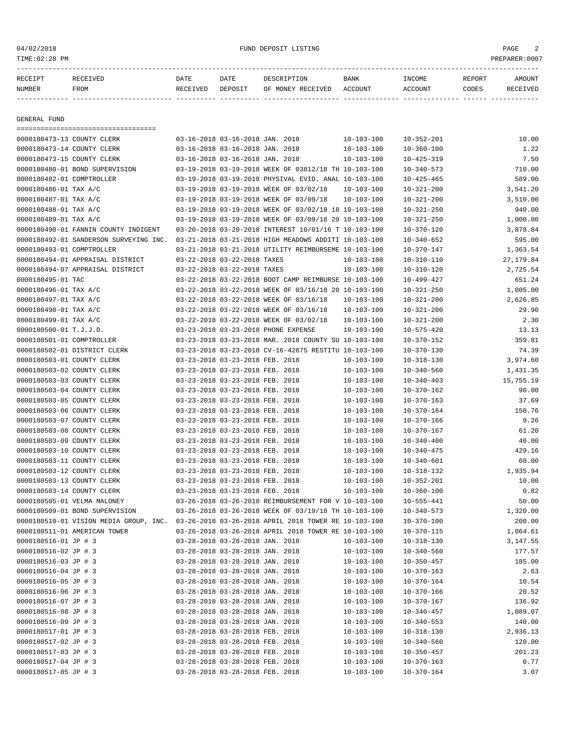| RECEIPT NUMBER | RECEIVED FROM | DATE RECEIVED | DATE DEPOSIT | DESCRIPTION OF MONEY RECEIVED | BANK ACCOUNT | INCOME ACCOUNT | REPORT CODES | AMOUNT RECEIVED |
|---|---|---|---|---|---|---|---|---|

GENERAL FUND

| RECEIPT NUMBER | RECEIVED FROM | DATE RECEIVED | DATE DEPOSIT | DESCRIPTION OF MONEY RECEIVED | BANK ACCOUNT | INCOME ACCOUNT | REPORT CODES | AMOUNT RECEIVED |
|---|---|---|---|---|---|---|---|---|
| 0000180473-13 | COUNTY CLERK | 03-16-2018 | 03-16-2018 | JAN. 2018 | 10-103-100 | 10-352-201 | | 10.00 |
| 0000180473-14 | COUNTY CLERK | 03-16-2018 | 03-16-2018 | JAN. 2018 | 10-103-100 | 10-360-100 | | 1.22 |
| 0000180473-15 | COUNTY CLERK | 03-16-2018 | 03-16-2018 | JAN. 2018 | 10-103-100 | 10-425-319 | | 7.50 |
| 0000180480-01 | BOND SUPERVISION | 03-19-2018 | 03-19-2018 | WEEK OF 03812/18 TH | 10-103-100 | 10-340-573 | | 710.00 |
| 0000180482-01 | COMPTROLLER | 03-19-2018 | 03-19-2018 | PHYSIVAL EVID. ANAL | 10-103-100 | 10-425-465 | | 589.00 |
| 0000180486-01 | TAX A/C | 03-19-2018 | 03-19-2018 | WEEK OF 03/02/18 | 10-103-100 | 10-321-200 | | 3,541.20 |
| 0000180487-01 | TAX A/C | 03-19-2018 | 03-19-2018 | WEEK OF 03/09/18 | 10-103-100 | 10-321-200 | | 3,510.00 |
| 0000180488-01 | TAX A/C | 03-19-2018 | 03-19-2018 | WEEK OF 03/02/18 18 | 10-103-100 | 10-321-250 | | 940.00 |
| 0000180489-01 | TAX A/C | 03-19-2018 | 03-19-2018 | WEEK OF 03/09/18 20 | 10-103-100 | 10-321-250 | | 1,000.00 |
| 0000180490-01 | FANNIN COUNTY INDIGENT | 03-20-2018 | 03-20-2018 | INTEREST 10/01/16 T | 10-103-100 | 10-370-120 | | 3,878.84 |
| 0000180492-01 | SANDERSON SURVEYING INC. | 03-21-2018 | 03-21-2018 | HIGH MEADOWS ADDITI | 10-103-100 | 10-340-652 | | 595.00 |
| 0000180493-01 | COMPTROLLER | 03-21-2018 | 03-21-2018 | UTILITY REIMBURSEME | 10-103-100 | 10-370-147 | | 1,363.54 |
| 0000180494-01 | APPRAISAL DISTRICT | 03-22-2018 | 03-22-2018 | TAXES | 10-103-100 | 10-310-110 | | 27,179.84 |
| 0000180494-07 | APPRAISAL DISTRICT | 03-22-2018 | 03-22-2018 | TAXES | 10-103-100 | 10-310-120 | | 2,725.54 |
| 0000180495-01 | TAC | 03-22-2018 | 03-22-2018 | BOOT CAMP REIMBURSE | 10-103-100 | 10-499-427 | | 651.24 |
| 0000180496-01 | TAX A/C | 03-22-2018 | 03-22-2018 | WEEK OF 03/16/18 20 | 10-103-100 | 10-321-250 | | 1,005.00 |
| 0000180497-01 | TAX A/C | 03-22-2018 | 03-22-2018 | WEEK OF 03/16/18 | 10-103-100 | 10-321-200 | | 2,626.85 |
| 0000180498-01 | TAX A/C | 03-22-2018 | 03-22-2018 | WEEK OF 03/16/18 | 10-103-100 | 10-321-200 | | 29.90 |
| 0000180499-01 | TAX A/C | 03-22-2018 | 03-22-2018 | WEEK OF 03/02/18 | 10-103-100 | 10-321-200 | | 2.30 |
| 0000180500-01 | T.J.J.D. | 03-23-2018 | 03-23-2018 | PHONE EXPENSE | 10-103-100 | 10-575-420 | | 13.13 |
| 0000180501-01 | COMPTROLLER | 03-23-2018 | 03-23-2018 | MAR. 2018 COUNTY SU | 10-103-100 | 10-370-152 | | 359.81 |
| 0000180502-01 | DISTRICT CLERK | 03-23-2018 | 03-23-2018 | CV-16-42875 RESTITU | 10-103-100 | 10-370-130 | | 74.39 |
| 0000180503-01 | COUNTY CLERK | 03-23-2018 | 03-23-2018 | FEB. 2018 | 10-103-100 | 10-318-130 | | 3,974.60 |
| 0000180503-02 | COUNTY CLERK | 03-23-2018 | 03-23-2018 | FEB. 2018 | 10-103-100 | 10-340-560 | | 1,431.35 |
| 0000180503-03 | COUNTY CLERK | 03-23-2018 | 03-23-2018 | FEB. 2018 | 10-103-100 | 10-340-403 | | 15,755.19 |
| 0000180503-04 | COUNTY CLERK | 03-23-2018 | 03-23-2018 | FEB. 2018 | 10-103-100 | 10-370-162 | | 90.00 |
| 0000180503-05 | COUNTY CLERK | 03-23-2018 | 03-23-2018 | FEB. 2018 | 10-103-100 | 10-370-163 | | 37.69 |
| 0000180503-06 | COUNTY CLERK | 03-23-2018 | 03-23-2018 | FEB. 2018 | 10-103-100 | 10-370-164 | | 150.76 |
| 0000180503-07 | COUNTY CLERK | 03-23-2018 | 03-23-2018 | FEB. 2018 | 10-103-100 | 10-370-166 | | 9.26 |
| 0000180503-08 | COUNTY CLERK | 03-23-2018 | 03-23-2018 | FEB. 2018 | 10-103-100 | 10-370-167 | | 61.20 |
| 0000180503-09 | COUNTY CLERK | 03-23-2018 | 03-23-2018 | FEB. 2018 | 10-103-100 | 10-340-400 | | 40.00 |
| 0000180503-10 | COUNTY CLERK | 03-23-2018 | 03-23-2018 | FEB. 2018 | 10-103-100 | 10-340-475 | | 429.16 |
| 0000180503-11 | COUNTY CLERK | 03-23-2018 | 03-23-2018 | FEB. 2018 | 10-103-100 | 10-340-601 | | 60.00 |
| 0000180503-12 | COUNTY CLERK | 03-23-2018 | 03-23-2018 | FEB. 2018 | 10-103-100 | 10-318-132 | | 1,935.94 |
| 0000180503-13 | COUNTY CLERK | 03-23-2018 | 03-23-2018 | FEB. 2018 | 10-103-100 | 10-352-201 | | 10.00 |
| 0000180503-14 | COUNTY CLERK | 03-23-2018 | 03-23-2018 | FEB. 2018 | 10-103-100 | 10-360-100 | | 0.82 |
| 0000180505-01 | VELMA MALONEY | 03-26-2018 | 03-26-2018 | REIMBURSEMENT FOR V | 10-103-100 | 10-555-441 | | 50.00 |
| 0000180509-01 | BOND SUPERVISION | 03-26-2018 | 03-26-2018 | WEEK OF 03/19/18 TH | 10-103-100 | 10-340-573 | | 1,320.00 |
| 0000180510-01 | VISION MEDIA GROUP, INC. | 03-26-2018 | 03-26-2018 | APRIL 2018 TOWER RE | 10-103-100 | 10-370-100 | | 200.00 |
| 0000180511-01 | AMERICAN TOWER | 03-26-2018 | 03-26-2018 | APRIL 2018 TOWER RE | 10-103-100 | 10-370-115 | | 1,064.61 |
| 0000180516-01 | JP # 3 | 03-28-2018 | 03-28-2018 | JAN. 2018 | 10-103-100 | 10-318-130 | | 3,147.55 |
| 0000180516-02 | JP # 3 | 03-28-2018 | 03-28-2018 | JAN. 2018 | 10-103-100 | 10-340-560 | | 177.57 |
| 0000180516-03 | JP # 3 | 03-28-2018 | 03-28-2018 | JAN. 2018 | 10-103-100 | 10-350-457 | | 185.00 |
| 0000180516-04 | JP # 3 | 03-28-2018 | 03-28-2018 | JAN. 2018 | 10-103-100 | 10-370-163 | | 2.63 |
| 0000180516-05 | JP # 3 | 03-28-2018 | 03-28-2018 | JAN. 2018 | 10-103-100 | 10-370-164 | | 10.54 |
| 0000180516-06 | JP # 3 | 03-28-2018 | 03-28-2018 | JAN. 2018 | 10-103-100 | 10-370-166 | | 20.52 |
| 0000180516-07 | JP # 3 | 03-28-2018 | 03-28-2018 | JAN. 2018 | 10-103-100 | 10-370-167 | | 136.92 |
| 0000180516-08 | JP # 3 | 03-28-2018 | 03-28-2018 | JAN. 2018 | 10-103-100 | 10-340-457 | | 1,089.07 |
| 0000180516-09 | JP # 3 | 03-28-2018 | 03-28-2018 | JAN. 2018 | 10-103-100 | 10-340-553 | | 140.00 |
| 0000180517-01 | JP # 3 | 03-28-2018 | 03-28-2018 | FEB. 2018 | 10-103-100 | 10-318-130 | | 2,936.13 |
| 0000180517-02 | JP # 3 | 03-28-2018 | 03-28-2018 | FEB. 2018 | 10-103-100 | 10-340-560 | | 120.00 |
| 0000180517-03 | JP # 3 | 03-28-2018 | 03-28-2018 | FEB. 2018 | 10-103-100 | 10-350-457 | | 201.23 |
| 0000180517-04 | JP # 3 | 03-28-2018 | 03-28-2018 | FEB. 2018 | 10-103-100 | 10-370-163 | | 0.77 |
| 0000180517-05 | JP # 3 | 03-28-2018 | 03-28-2018 | FEB. 2018 | 10-103-100 | 10-370-164 | | 3.07 |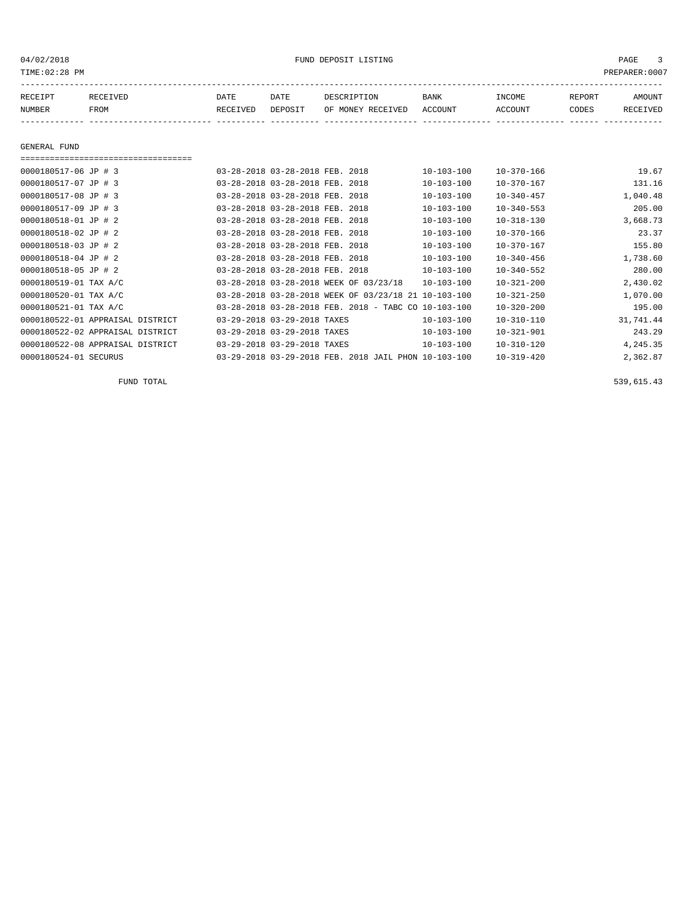# FUND DEPOSIT LISTING

04/02/2018
TIME:02:28 PM
PREPARER:0007

| RECEIPT NUMBER | RECEIVED FROM | DATE RECEIVED | DATE DEPOSIT | DESCRIPTION OF MONEY RECEIVED | BANK ACCOUNT | INCOME ACCOUNT | REPORT CODES | AMOUNT RECEIVED |
|---|---|---|---|---|---|---|---|---|

## GENERAL FUND

| RECEIPT NUMBER | RECEIVED FROM | DATE RECEIVED | DATE DEPOSIT | DESCRIPTION OF MONEY RECEIVED | BANK ACCOUNT | INCOME ACCOUNT | REPORT CODES | AMOUNT RECEIVED |
|---|---|---|---|---|---|---|---|---|
| 0000180517-06 | JP # 3 | 03-28-2018 | 03-28-2018 | FEB. 2018 | 10-103-100 | 10-370-166 | | 19.67 |
| 0000180517-07 | JP # 3 | 03-28-2018 | 03-28-2018 | FEB. 2018 | 10-103-100 | 10-370-167 | | 131.16 |
| 0000180517-08 | JP # 3 | 03-28-2018 | 03-28-2018 | FEB. 2018 | 10-103-100 | 10-340-457 | | 1,040.48 |
| 0000180517-09 | JP # 3 | 03-28-2018 | 03-28-2018 | FEB. 2018 | 10-103-100 | 10-340-553 | | 205.00 |
| 0000180518-01 | JP # 2 | 03-28-2018 | 03-28-2018 | FEB. 2018 | 10-103-100 | 10-318-130 | | 3,668.73 |
| 0000180518-02 | JP # 2 | 03-28-2018 | 03-28-2018 | FEB. 2018 | 10-103-100 | 10-370-166 | | 23.37 |
| 0000180518-03 | JP # 2 | 03-28-2018 | 03-28-2018 | FEB. 2018 | 10-103-100 | 10-370-167 | | 155.80 |
| 0000180518-04 | JP # 2 | 03-28-2018 | 03-28-2018 | FEB. 2018 | 10-103-100 | 10-340-456 | | 1,738.60 |
| 0000180518-05 | JP # 2 | 03-28-2018 | 03-28-2018 | FEB. 2018 | 10-103-100 | 10-340-552 | | 280.00 |
| 0000180519-01 | TAX A/C | 03-28-2018 | 03-28-2018 | WEEK OF 03/23/18 | 10-103-100 | 10-321-200 | | 2,430.02 |
| 0000180520-01 | TAX A/C | 03-28-2018 | 03-28-2018 | WEEK OF 03/23/18 21 | 10-103-100 | 10-321-250 | | 1,070.00 |
| 0000180521-01 | TAX A/C | 03-28-2018 | 03-28-2018 | FEB. 2018 - TABC CO | 10-103-100 | 10-320-200 | | 195.00 |
| 0000180522-01 | APPRAISAL DISTRICT | 03-29-2018 | 03-29-2018 | TAXES | 10-103-100 | 10-310-110 | | 31,741.44 |
| 0000180522-02 | APPRAISAL DISTRICT | 03-29-2018 | 03-29-2018 | TAXES | 10-103-100 | 10-321-901 | | 243.29 |
| 0000180522-08 | APPRAISAL DISTRICT | 03-29-2018 | 03-29-2018 | TAXES | 10-103-100 | 10-310-120 | | 4,245.35 |
| 0000180524-01 | SECURUS | 03-29-2018 | 03-29-2018 | FEB. 2018 JAIL PHON | 10-103-100 | 10-319-420 | | 2,362.87 |

FUND TOTAL 539,615.43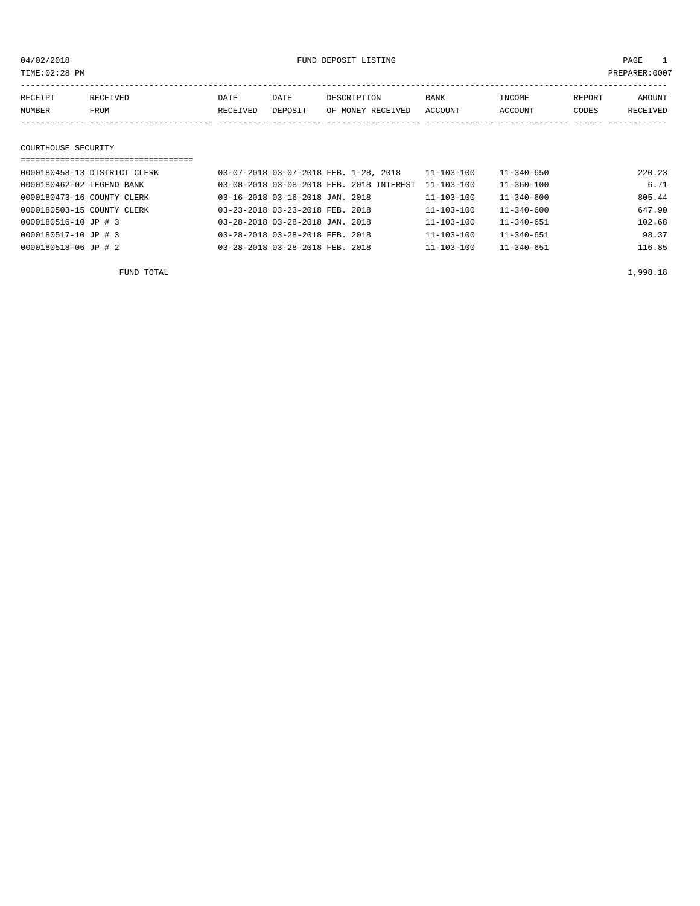04/02/2018 FUND DEPOSIT LISTING

TIME:02:28 PM PREPARER:0007

| RECEIPT NUMBER | RECEIVED FROM | DATE RECEIVED | DATE DEPOSIT | DESCRIPTION OF MONEY RECEIVED | BANK ACCOUNT | INCOME ACCOUNT | REPORT CODES | AMOUNT RECEIVED |
|---|---|---|---|---|---|---|---|---|
| **COURTHOUSE SECURITY** | | | | | | | | |
| 0000180458-13 | DISTRICT CLERK | 03-07-2018 | 03-07-2018 | FEB. 1-28, 2018 | 11-103-100 | 11-340-650 | | 220.23 |
| 0000180462-02 | LEGEND BANK | 03-08-2018 | 03-08-2018 | FEB. 2018 INTEREST | 11-103-100 | 11-360-100 | | 6.71 |
| 0000180473-16 | COUNTY CLERK | 03-16-2018 | 03-16-2018 | JAN. 2018 | 11-103-100 | 11-340-600 | | 805.44 |
| 0000180503-15 | COUNTY CLERK | 03-23-2018 | 03-23-2018 | FEB. 2018 | 11-103-100 | 11-340-600 | | 647.90 |
| 0000180516-10 | JP # 3 | 03-28-2018 | 03-28-2018 | JAN. 2018 | 11-103-100 | 11-340-651 | | 102.68 |
| 0000180517-10 | JP # 3 | 03-28-2018 | 03-28-2018 | FEB. 2018 | 11-103-100 | 11-340-651 | | 98.37 |
| 0000180518-06 | JP # 2 | 03-28-2018 | 03-28-2018 | FEB. 2018 | 11-103-100 | 11-340-651 | | 116.85 |
| | FUND TOTAL | | | | | | | 1,998.18 |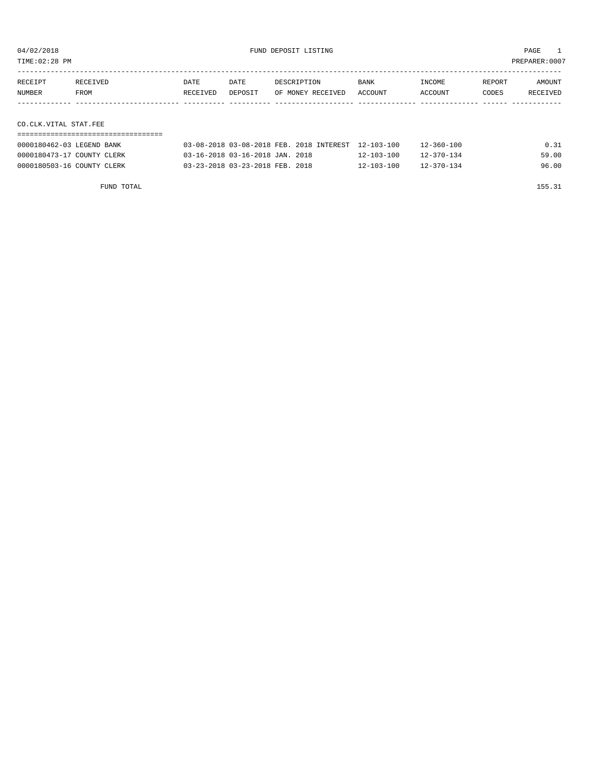04/02/2018 FUND DEPOSIT LISTING

TIME:02:28 PM PREPARER:0007

| RECEIPT NUMBER | RECEIVED FROM | DATE RECEIVED | DATE DEPOSIT | DESCRIPTION OF MONEY RECEIVED | BANK ACCOUNT | INCOME ACCOUNT | REPORT CODES | AMOUNT RECEIVED |
|---|---|---|---|---|---|---|---|---|

CO.CLK.VITAL STAT.FEE

| RECEIPT NUMBER | RECEIVED FROM | DATE RECEIVED | DATE DEPOSIT | DESCRIPTION OF MONEY RECEIVED | BANK ACCOUNT | INCOME ACCOUNT | REPORT CODES | AMOUNT RECEIVED |
|---|---|---|---|---|---|---|---|---|
| 0000180462-03 | LEGEND BANK | 03-08-2018 | 03-08-2018 | FEB. 2018 INTEREST | 12-103-100 | 12-360-100 | | 0.31 |
| 0000180473-17 | COUNTY CLERK | 03-16-2018 | 03-16-2018 | JAN. 2018 | 12-103-100 | 12-370-134 | | 59.00 |
| 0000180503-16 | COUNTY CLERK | 03-23-2018 | 03-23-2018 | FEB. 2018 | 12-103-100 | 12-370-134 | | 96.00 |

FUND TOTAL 155.31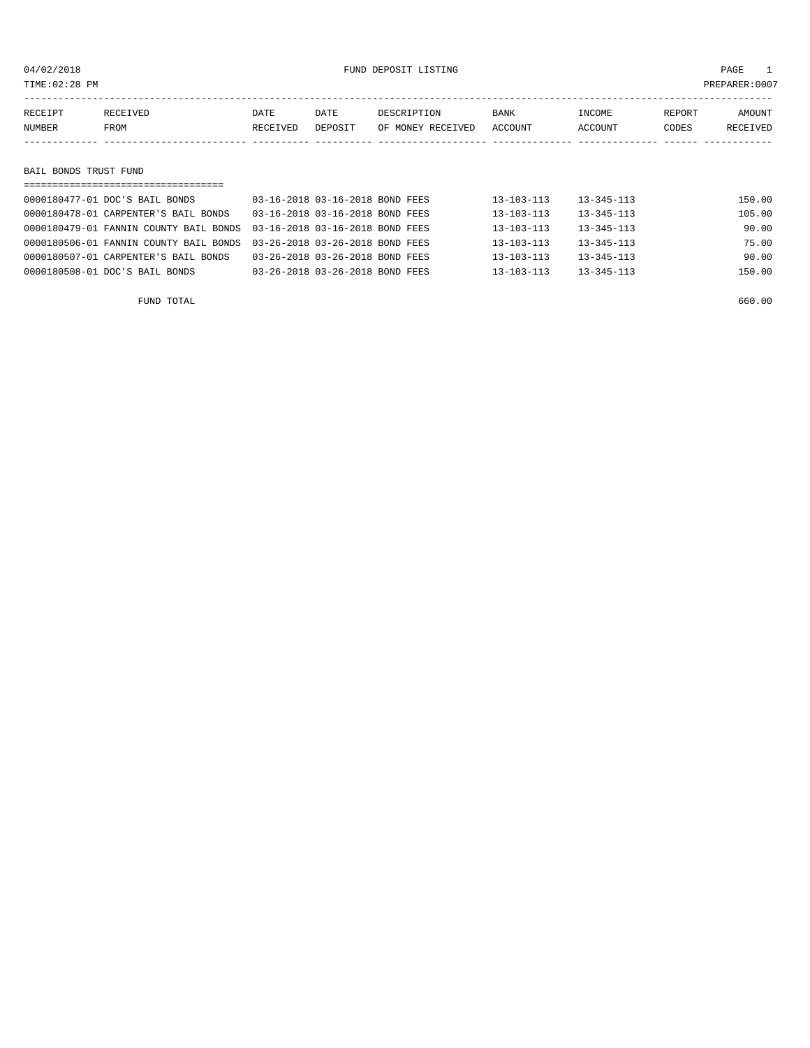04/02/2018 FUND DEPOSIT LISTING

TIME:02:28 PM PREPARER:0007

| RECEIPT NUMBER | RECEIVED FROM | DATE RECEIVED | DATE DEPOSIT | DESCRIPTION OF MONEY RECEIVED | BANK ACCOUNT | INCOME ACCOUNT | REPORT CODES | AMOUNT RECEIVED |
|---|---|---|---|---|---|---|---|---|

## BAIL BONDS TRUST FUND

| RECEIPT NUMBER | RECEIVED FROM | DATE RECEIVED | DATE DEPOSIT | DESCRIPTION OF MONEY RECEIVED | BANK ACCOUNT | INCOME ACCOUNT | REPORT CODES | AMOUNT RECEIVED |
|---|---|---|---|---|---|---|---|---|
| 0000180477-01 | DOC'S BAIL BONDS | 03-16-2018 | 03-16-2018 | BOND FEES | 13-103-113 | 13-345-113 | | 150.00 |
| 0000180478-01 | CARPENTER'S BAIL BONDS | 03-16-2018 | 03-16-2018 | BOND FEES | 13-103-113 | 13-345-113 | | 105.00 |
| 0000180479-01 | FANNIN COUNTY BAIL BONDS | 03-16-2018 | 03-16-2018 | BOND FEES | 13-103-113 | 13-345-113 | | 90.00 |
| 0000180506-01 | FANNIN COUNTY BAIL BONDS | 03-26-2018 | 03-26-2018 | BOND FEES | 13-103-113 | 13-345-113 | | 75.00 |
| 0000180507-01 | CARPENTER'S BAIL BONDS | 03-26-2018 | 03-26-2018 | BOND FEES | 13-103-113 | 13-345-113 | | 90.00 |
| 0000180508-01 | DOC'S BAIL BONDS | 03-26-2018 | 03-26-2018 | BOND FEES | 13-103-113 | 13-345-113 | | 150.00 |
| | FUND TOTAL | | | | | | | 660.00 |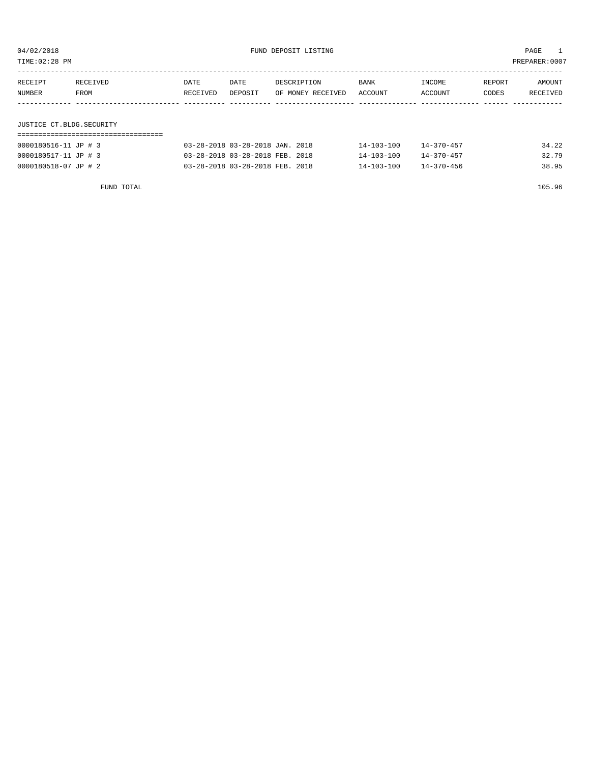04/02/2018 FUND DEPOSIT LISTING PAGE 1

TIME:02:28 PM PREPARER:0007

| RECEIPT NUMBER | RECEIVED FROM | DATE RECEIVED | DATE DEPOSIT | DESCRIPTION OF MONEY RECEIVED | BANK ACCOUNT | INCOME ACCOUNT | REPORT CODES | AMOUNT RECEIVED |
|---|---|---|---|---|---|---|---|---|
| **JUSTICE CT.BLDG.SECURITY** | | | | | | | | |
| 0000180516-11 | JP # 3 | 03-28-2018 | 03-28-2018 | JAN. 2018 | 14-103-100 | 14-370-457 | | 34.22 |
| 0000180517-11 | JP # 3 | 03-28-2018 | 03-28-2018 | FEB. 2018 | 14-103-100 | 14-370-457 | | 32.79 |
| 0000180518-07 | JP # 2 | 03-28-2018 | 03-28-2018 | FEB. 2018 | 14-103-100 | 14-370-456 | | 38.95 |
| | FUND TOTAL | | | | | | | 105.96 |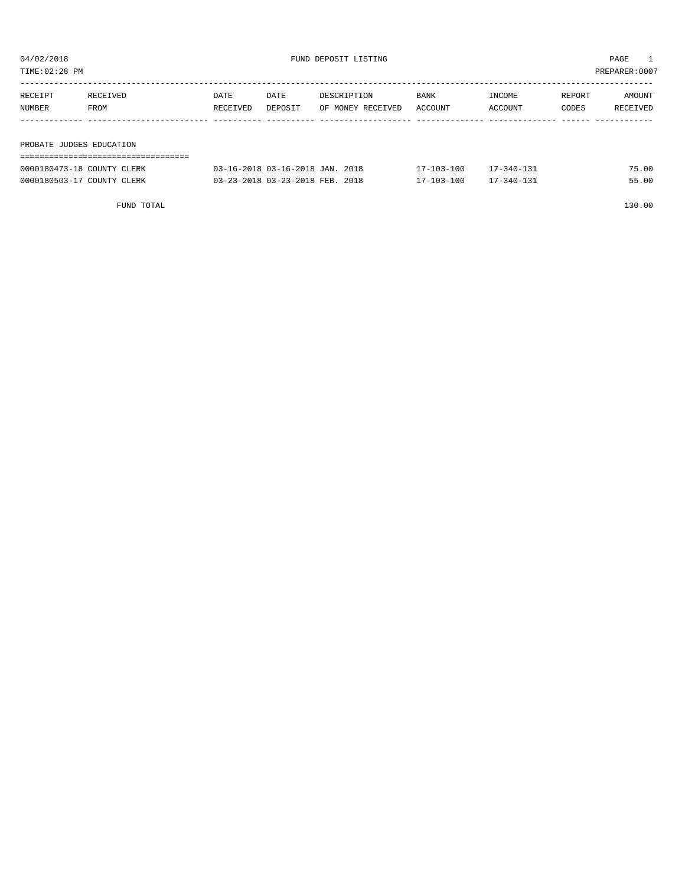04/02/2018 FUND DEPOSIT LISTING PAGE 1

TIME:02:28 PM PREPARER:0007

| RECEIPT NUMBER | RECEIVED FROM | DATE RECEIVED | DATE DEPOSIT | DESCRIPTION OF MONEY RECEIVED | BANK ACCOUNT | INCOME ACCOUNT | REPORT CODES | AMOUNT RECEIVED |
|---|---|---|---|---|---|---|---|---|
| **PROBATE JUDGES EDUCATION** | | | | | | | | |
| 0000180473-18 | COUNTY CLERK | 03-16-2018 | 03-16-2018 | JAN. 2018 | 17-103-100 | 17-340-131 | | 75.00 |
| 0000180503-17 | COUNTY CLERK | 03-23-2018 | 03-23-2018 | FEB. 2018 | 17-103-100 | 17-340-131 | | 55.00 |
| | FUND TOTAL | | | | | | | 130.00 |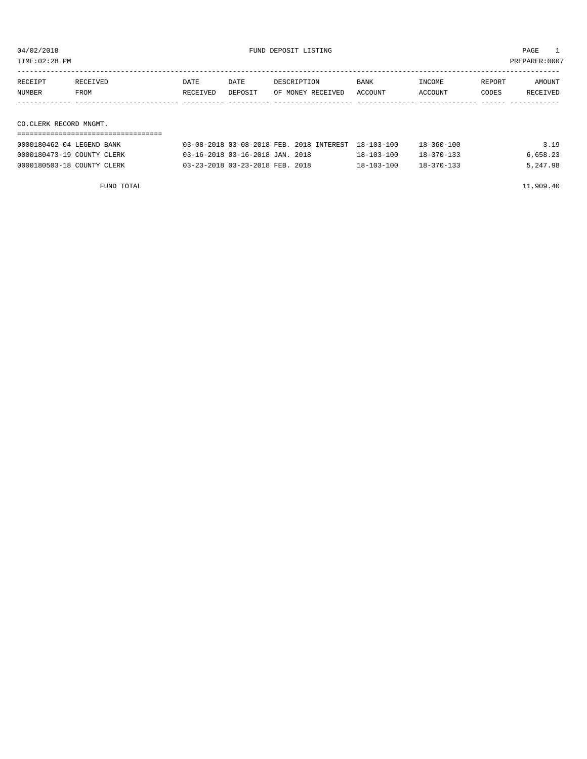04/02/2018 FUND DEPOSIT LISTING

TIME:02:28 PM PREPARER:0007

| RECEIPT NUMBER | RECEIVED FROM | DATE RECEIVED | DATE DEPOSIT | DESCRIPTION OF MONEY RECEIVED | BANK ACCOUNT | INCOME ACCOUNT | REPORT CODES | AMOUNT RECEIVED |
|---|---|---|---|---|---|---|---|---|

## CO.CLERK RECORD MNGMT.

| RECEIPT NUMBER | RECEIVED FROM | DATE RECEIVED | DATE DEPOSIT | DESCRIPTION OF MONEY RECEIVED | BANK ACCOUNT | INCOME ACCOUNT | REPORT CODES | AMOUNT RECEIVED |
|---|---|---|---|---|---|---|---|---|
| 0000180462-04 | LEGEND BANK | 03-08-2018 | 03-08-2018 | FEB. 2018 INTEREST | 18-103-100 | 18-360-100 | | 3.19 |
| 0000180473-19 | COUNTY CLERK | 03-16-2018 | 03-16-2018 | JAN. 2018 | 18-103-100 | 18-370-133 | | 6,658.23 |
| 0000180503-18 | COUNTY CLERK | 03-23-2018 | 03-23-2018 | FEB. 2018 | 18-103-100 | 18-370-133 | | 5,247.98 |

FUND TOTAL 11,909.40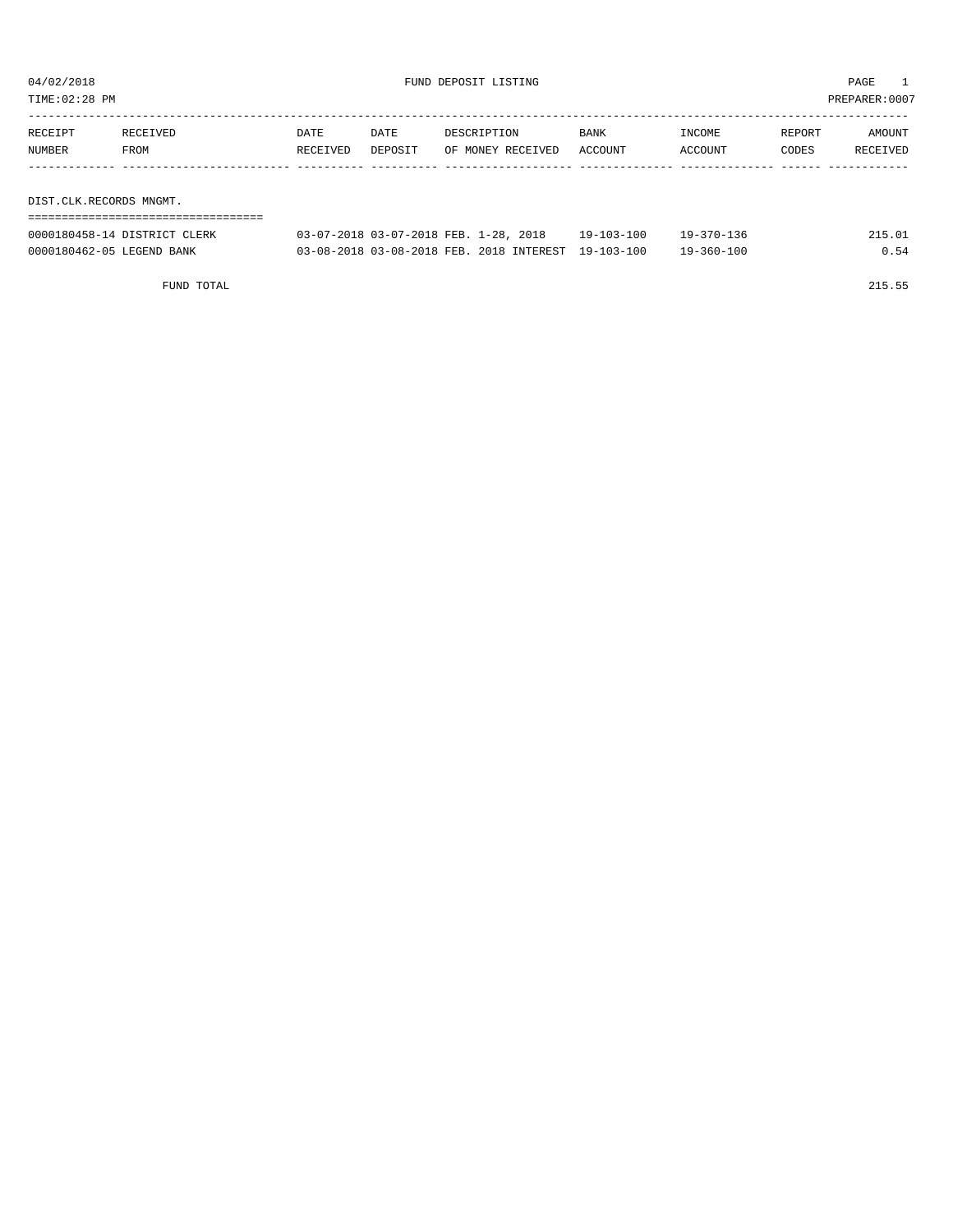04/02/2018 FUND DEPOSIT LISTING
TIME:02:28 PM PREPARER:0007

| RECEIPT NUMBER | RECEIVED FROM | DATE RECEIVED | DATE DEPOSIT | DESCRIPTION OF MONEY RECEIVED | BANK ACCOUNT | INCOME ACCOUNT | REPORT CODES | AMOUNT RECEIVED |
|---|---|---|---|---|---|---|---|---|

DIST.CLK.RECORDS MNGMT.

| RECEIPT NUMBER | RECEIVED FROM | DATE RECEIVED | DATE DEPOSIT | DESCRIPTION OF MONEY RECEIVED | BANK ACCOUNT | INCOME ACCOUNT | REPORT CODES | AMOUNT RECEIVED |
|---|---|---|---|---|---|---|---|---|
| 0000180458-14 | DISTRICT CLERK | 03-07-2018 | 03-07-2018 | FEB. 1-28, 2018 | 19-103-100 | 19-370-136 | | 215.01 |
| 0000180462-05 | LEGEND BANK | 03-08-2018 | 03-08-2018 | FEB. 2018 INTEREST | 19-103-100 | 19-360-100 | | 0.54 |
| | FUND TOTAL | | | | | | | 215.55 |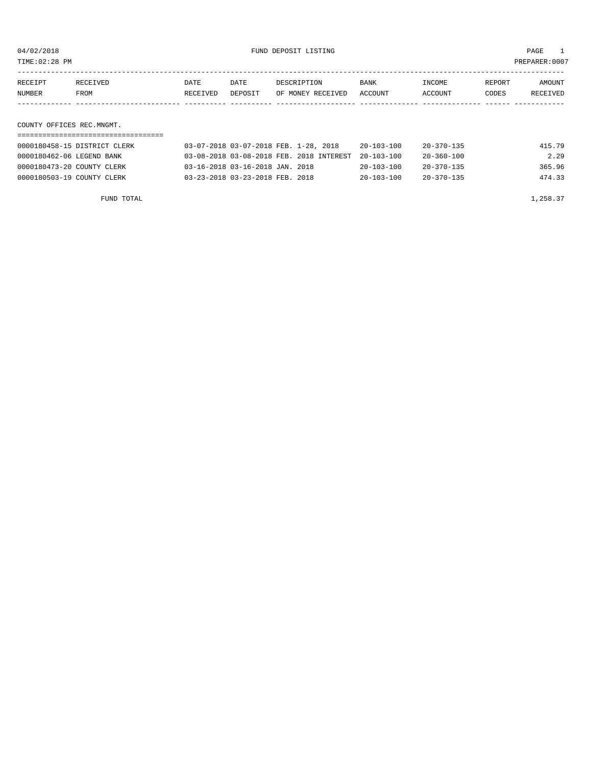04/02/2018 FUND DEPOSIT LISTING

TIME:02:28 PM PREPARER:0007

| RECEIPT NUMBER | RECEIVED FROM | DATE RECEIVED | DATE DEPOSIT | DESCRIPTION OF MONEY RECEIVED | BANK ACCOUNT | INCOME ACCOUNT | REPORT CODES | AMOUNT RECEIVED |
|---|---|---|---|---|---|---|---|---|
| **COUNTY OFFICES REC.MNGMT.** | | | | | | | | |
| 0000180458-15 | DISTRICT CLERK | 03-07-2018 | 03-07-2018 | FEB. 1-28, 2018 | 20-103-100 | 20-370-135 | | 415.79 |
| 0000180462-06 | LEGEND BANK | 03-08-2018 | 03-08-2018 | FEB. 2018 INTEREST | 20-103-100 | 20-360-100 | | 2.29 |
| 0000180473-20 | COUNTY CLERK | 03-16-2018 | 03-16-2018 | JAN. 2018 | 20-103-100 | 20-370-135 | | 365.96 |
| 0000180503-19 | COUNTY CLERK | 03-23-2018 | 03-23-2018 | FEB. 2018 | 20-103-100 | 20-370-135 | | 474.33 |
| | FUND TOTAL | | | | | | | 1,258.37 |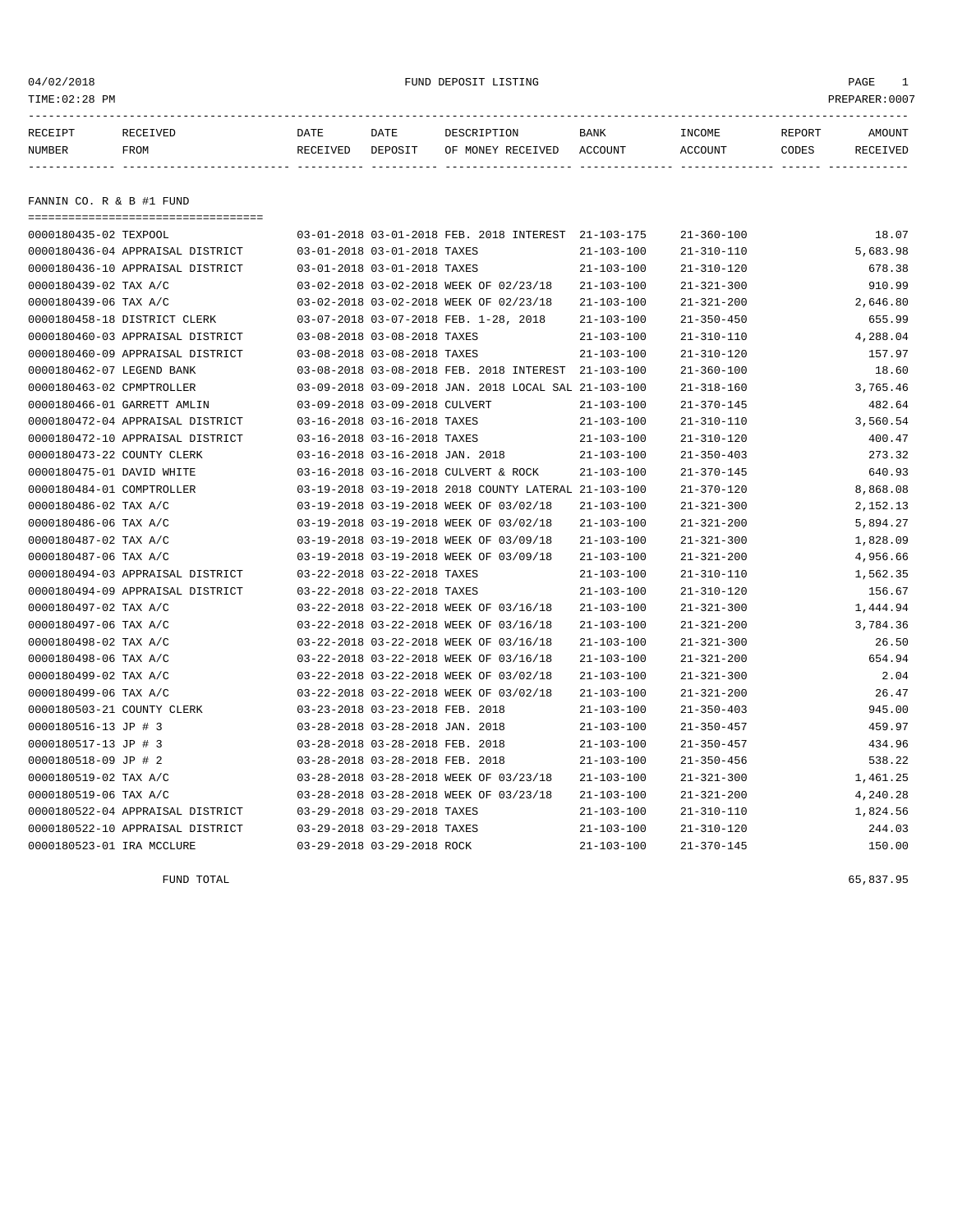FUND DEPOSIT LISTING

| RECEIPT NUMBER | RECEIVED FROM | DATE RECEIVED | DATE DEPOSIT | DESCRIPTION OF MONEY RECEIVED | BANK ACCOUNT | INCOME ACCOUNT | REPORT CODES | AMOUNT RECEIVED |
|---|---|---|---|---|---|---|---|---|

## FANNIN CO. R & B #1 FUND

| RECEIPT NUMBER | RECEIVED FROM | DATE RECEIVED | DATE DEPOSIT | DESCRIPTION OF MONEY RECEIVED | BANK ACCOUNT | INCOME ACCOUNT | REPORT CODES | AMOUNT RECEIVED |
|---|---|---|---|---|---|---|---|---|
| 0000180435-02 | TEXPOOL | 03-01-2018 | 03-01-2018 | FEB. 2018 INTEREST | 21-103-175 | 21-360-100 | | 18.07 |
| 0000180436-04 | APPRAISAL DISTRICT | 03-01-2018 | 03-01-2018 | TAXES | 21-103-100 | 21-310-110 | | 5,683.98 |
| 0000180436-10 | APPRAISAL DISTRICT | 03-01-2018 | 03-01-2018 | TAXES | 21-103-100 | 21-310-120 | | 678.38 |
| 0000180439-02 | TAX A/C | 03-02-2018 | 03-02-2018 | WEEK OF 02/23/18 | 21-103-100 | 21-321-300 | | 910.99 |
| 0000180439-06 | TAX A/C | 03-02-2018 | 03-02-2018 | WEEK OF 02/23/18 | 21-103-100 | 21-321-200 | | 2,646.80 |
| 0000180458-18 | DISTRICT CLERK | 03-07-2018 | 03-07-2018 | FEB. 1-28, 2018 | 21-103-100 | 21-350-450 | | 655.99 |
| 0000180460-03 | APPRAISAL DISTRICT | 03-08-2018 | 03-08-2018 | TAXES | 21-103-100 | 21-310-110 | | 4,288.04 |
| 0000180460-09 | APPRAISAL DISTRICT | 03-08-2018 | 03-08-2018 | TAXES | 21-103-100 | 21-310-120 | | 157.97 |
| 0000180462-07 | LEGEND BANK | 03-08-2018 | 03-08-2018 | FEB. 2018 INTEREST | 21-103-100 | 21-360-100 | | 18.60 |
| 0000180463-02 | CPMPTROLLER | 03-09-2018 | 03-09-2018 | JAN. 2018 LOCAL SAL | 21-103-100 | 21-318-160 | | 3,765.46 |
| 0000180466-01 | GARRETT AMLIN | 03-09-2018 | 03-09-2018 | CULVERT | 21-103-100 | 21-370-145 | | 482.64 |
| 0000180472-04 | APPRAISAL DISTRICT | 03-16-2018 | 03-16-2018 | TAXES | 21-103-100 | 21-310-110 | | 3,560.54 |
| 0000180472-10 | APPRAISAL DISTRICT | 03-16-2018 | 03-16-2018 | TAXES | 21-103-100 | 21-310-120 | | 400.47 |
| 0000180473-22 | COUNTY CLERK | 03-16-2018 | 03-16-2018 | JAN. 2018 | 21-103-100 | 21-350-403 | | 273.32 |
| 0000180475-01 | DAVID WHITE | 03-16-2018 | 03-16-2018 | CULVERT & ROCK | 21-103-100 | 21-370-145 | | 640.93 |
| 0000180484-01 | COMPTROLLER | 03-19-2018 | 03-19-2018 | 2018 COUNTY LATERAL | 21-103-100 | 21-370-120 | | 8,868.08 |
| 0000180486-02 | TAX A/C | 03-19-2018 | 03-19-2018 | WEEK OF 03/02/18 | 21-103-100 | 21-321-300 | | 2,152.13 |
| 0000180486-06 | TAX A/C | 03-19-2018 | 03-19-2018 | WEEK OF 03/02/18 | 21-103-100 | 21-321-200 | | 5,894.27 |
| 0000180487-02 | TAX A/C | 03-19-2018 | 03-19-2018 | WEEK OF 03/09/18 | 21-103-100 | 21-321-300 | | 1,828.09 |
| 0000180487-06 | TAX A/C | 03-19-2018 | 03-19-2018 | WEEK OF 03/09/18 | 21-103-100 | 21-321-200 | | 4,956.66 |
| 0000180494-03 | APPRAISAL DISTRICT | 03-22-2018 | 03-22-2018 | TAXES | 21-103-100 | 21-310-110 | | 1,562.35 |
| 0000180494-09 | APPRAISAL DISTRICT | 03-22-2018 | 03-22-2018 | TAXES | 21-103-100 | 21-310-120 | | 156.67 |
| 0000180497-02 | TAX A/C | 03-22-2018 | 03-22-2018 | WEEK OF 03/16/18 | 21-103-100 | 21-321-300 | | 1,444.94 |
| 0000180497-06 | TAX A/C | 03-22-2018 | 03-22-2018 | WEEK OF 03/16/18 | 21-103-100 | 21-321-200 | | 3,784.36 |
| 0000180498-02 | TAX A/C | 03-22-2018 | 03-22-2018 | WEEK OF 03/16/18 | 21-103-100 | 21-321-300 | | 26.50 |
| 0000180498-06 | TAX A/C | 03-22-2018 | 03-22-2018 | WEEK OF 03/16/18 | 21-103-100 | 21-321-200 | | 654.94 |
| 0000180499-02 | TAX A/C | 03-22-2018 | 03-22-2018 | WEEK OF 03/02/18 | 21-103-100 | 21-321-300 | | 2.04 |
| 0000180499-06 | TAX A/C | 03-22-2018 | 03-22-2018 | WEEK OF 03/02/18 | 21-103-100 | 21-321-200 | | 26.47 |
| 0000180503-21 | COUNTY CLERK | 03-23-2018 | 03-23-2018 | FEB. 2018 | 21-103-100 | 21-350-403 | | 945.00 |
| 0000180516-13 | JP # 3 | 03-28-2018 | 03-28-2018 | JAN. 2018 | 21-103-100 | 21-350-457 | | 459.97 |
| 0000180517-13 | JP # 3 | 03-28-2018 | 03-28-2018 | FEB. 2018 | 21-103-100 | 21-350-457 | | 434.96 |
| 0000180518-09 | JP # 2 | 03-28-2018 | 03-28-2018 | FEB. 2018 | 21-103-100 | 21-350-456 | | 538.22 |
| 0000180519-02 | TAX A/C | 03-28-2018 | 03-28-2018 | WEEK OF 03/23/18 | 21-103-100 | 21-321-300 | | 1,461.25 |
| 0000180519-06 | TAX A/C | 03-28-2018 | 03-28-2018 | WEEK OF 03/23/18 | 21-103-100 | 21-321-200 | | 4,240.28 |
| 0000180522-04 | APPRAISAL DISTRICT | 03-29-2018 | 03-29-2018 | TAXES | 21-103-100 | 21-310-110 | | 1,824.56 |
| 0000180522-10 | APPRAISAL DISTRICT | 03-29-2018 | 03-29-2018 | TAXES | 21-103-100 | 21-310-120 | | 244.03 |
| 0000180523-01 | IRA MCCLURE | 03-29-2018 | 03-29-2018 | ROCK | 21-103-100 | 21-370-145 | | 150.00 |
| | FUND TOTAL | | | | | | | 65,837.95 |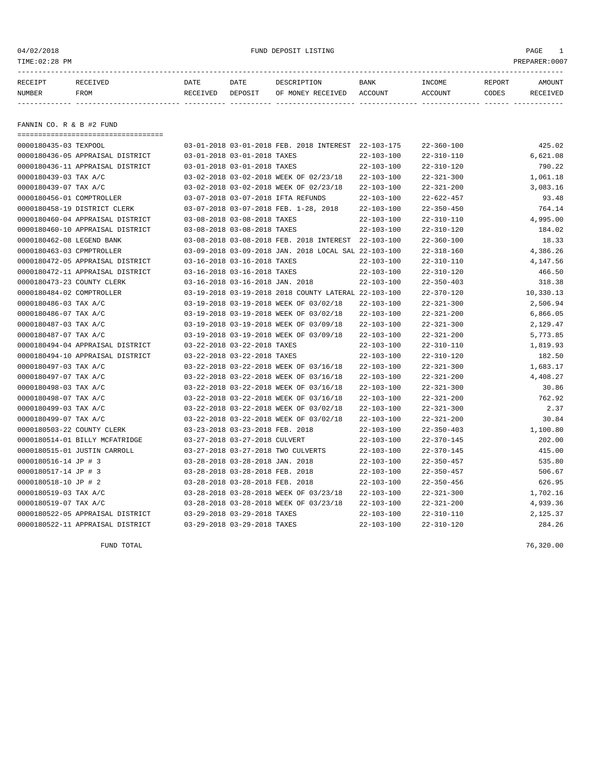04/02/2018 FUND DEPOSIT LISTING

TIME:02:28 PM PREPARER:0007

| RECEIPT NUMBER | RECEIVED FROM | DATE RECEIVED | DATE DEPOSIT | DESCRIPTION OF MONEY RECEIVED | BANK ACCOUNT | INCOME ACCOUNT | REPORT CODES | AMOUNT RECEIVED |
|---|---|---|---|---|---|---|---|---|

## FANNIN CO. R & B #2 FUND

| RECEIPT NUMBER | RECEIVED FROM | DATE RECEIVED | DATE DEPOSIT | DESCRIPTION OF MONEY RECEIVED | BANK ACCOUNT | INCOME ACCOUNT | REPORT CODES | AMOUNT RECEIVED |
|---|---|---|---|---|---|---|---|---|
| 0000180435-03 | TEXPOOL | 03-01-2018 | 03-01-2018 | FEB. 2018 INTEREST | 22-103-175 | 22-360-100 | | 425.02 |
| 0000180436-05 | APPRAISAL DISTRICT | 03-01-2018 | 03-01-2018 | TAXES | 22-103-100 | 22-310-110 | | 6,621.08 |
| 0000180436-11 | APPRAISAL DISTRICT | 03-01-2018 | 03-01-2018 | TAXES | 22-103-100 | 22-310-120 | | 790.22 |
| 0000180439-03 | TAX A/C | 03-02-2018 | 03-02-2018 | WEEK OF 02/23/18 | 22-103-100 | 22-321-300 | | 1,061.18 |
| 0000180439-07 | TAX A/C | 03-02-2018 | 03-02-2018 | WEEK OF 02/23/18 | 22-103-100 | 22-321-200 | | 3,083.16 |
| 0000180456-01 | COMPTROLLER | 03-07-2018 | 03-07-2018 | IFTA REFUNDS | 22-103-100 | 22-622-457 | | 93.48 |
| 0000180458-19 | DISTRICT CLERK | 03-07-2018 | 03-07-2018 | FEB. 1-28, 2018 | 22-103-100 | 22-350-450 | | 764.14 |
| 0000180460-04 | APPRAISAL DISTRICT | 03-08-2018 | 03-08-2018 | TAXES | 22-103-100 | 22-310-110 | | 4,995.00 |
| 0000180460-10 | APPRAISAL DISTRICT | 03-08-2018 | 03-08-2018 | TAXES | 22-103-100 | 22-310-120 | | 184.02 |
| 0000180462-08 | LEGEND BANK | 03-08-2018 | 03-08-2018 | FEB. 2018 INTEREST | 22-103-100 | 22-360-100 | | 18.33 |
| 0000180463-03 | CPMPTROLLER | 03-09-2018 | 03-09-2018 | JAN. 2018 LOCAL SAL | 22-103-100 | 22-318-160 | | 4,386.26 |
| 0000180472-05 | APPRAISAL DISTRICT | 03-16-2018 | 03-16-2018 | TAXES | 22-103-100 | 22-310-110 | | 4,147.56 |
| 0000180472-11 | APPRAISAL DISTRICT | 03-16-2018 | 03-16-2018 | TAXES | 22-103-100 | 22-310-120 | | 466.50 |
| 0000180473-23 | COUNTY CLERK | 03-16-2018 | 03-16-2018 | JAN. 2018 | 22-103-100 | 22-350-403 | | 318.38 |
| 0000180484-02 | COMPTROLLER | 03-19-2018 | 03-19-2018 | 2018 COUNTY LATERAL | 22-103-100 | 22-370-120 | | 10,330.13 |
| 0000180486-03 | TAX A/C | 03-19-2018 | 03-19-2018 | WEEK OF 03/02/18 | 22-103-100 | 22-321-300 | | 2,506.94 |
| 0000180486-07 | TAX A/C | 03-19-2018 | 03-19-2018 | WEEK OF 03/02/18 | 22-103-100 | 22-321-200 | | 6,866.05 |
| 0000180487-03 | TAX A/C | 03-19-2018 | 03-19-2018 | WEEK OF 03/09/18 | 22-103-100 | 22-321-300 | | 2,129.47 |
| 0000180487-07 | TAX A/C | 03-19-2018 | 03-19-2018 | WEEK OF 03/09/18 | 22-103-100 | 22-321-200 | | 5,773.85 |
| 0000180494-04 | APPRAISAL DISTRICT | 03-22-2018 | 03-22-2018 | TAXES | 22-103-100 | 22-310-110 | | 1,819.93 |
| 0000180494-10 | APPRAISAL DISTRICT | 03-22-2018 | 03-22-2018 | TAXES | 22-103-100 | 22-310-120 | | 182.50 |
| 0000180497-03 | TAX A/C | 03-22-2018 | 03-22-2018 | WEEK OF 03/16/18 | 22-103-100 | 22-321-300 | | 1,683.17 |
| 0000180497-07 | TAX A/C | 03-22-2018 | 03-22-2018 | WEEK OF 03/16/18 | 22-103-100 | 22-321-200 | | 4,408.27 |
| 0000180498-03 | TAX A/C | 03-22-2018 | 03-22-2018 | WEEK OF 03/16/18 | 22-103-100 | 22-321-300 | | 30.86 |
| 0000180498-07 | TAX A/C | 03-22-2018 | 03-22-2018 | WEEK OF 03/16/18 | 22-103-100 | 22-321-200 | | 762.92 |
| 0000180499-03 | TAX A/C | 03-22-2018 | 03-22-2018 | WEEK OF 03/02/18 | 22-103-100 | 22-321-300 | | 2.37 |
| 0000180499-07 | TAX A/C | 03-22-2018 | 03-22-2018 | WEEK OF 03/02/18 | 22-103-100 | 22-321-200 | | 30.84 |
| 0000180503-22 | COUNTY CLERK | 03-23-2018 | 03-23-2018 | FEB. 2018 | 22-103-100 | 22-350-403 | | 1,100.80 |
| 0000180514-01 | BILLY MCFATRIDGE | 03-27-2018 | 03-27-2018 | CULVERT | 22-103-100 | 22-370-145 | | 202.00 |
| 0000180515-01 | JUSTIN CARROLL | 03-27-2018 | 03-27-2018 | TWO CULVERTS | 22-103-100 | 22-370-145 | | 415.00 |
| 0000180516-14 | JP # 3 | 03-28-2018 | 03-28-2018 | JAN. 2018 | 22-103-100 | 22-350-457 | | 535.80 |
| 0000180517-14 | JP # 3 | 03-28-2018 | 03-28-2018 | FEB. 2018 | 22-103-100 | 22-350-457 | | 506.67 |
| 0000180518-10 | JP # 2 | 03-28-2018 | 03-28-2018 | FEB. 2018 | 22-103-100 | 22-350-456 | | 626.95 |
| 0000180519-03 | TAX A/C | 03-28-2018 | 03-28-2018 | WEEK OF 03/23/18 | 22-103-100 | 22-321-300 | | 1,702.16 |
| 0000180519-07 | TAX A/C | 03-28-2018 | 03-28-2018 | WEEK OF 03/23/18 | 22-103-100 | 22-321-200 | | 4,939.36 |
| 0000180522-05 | APPRAISAL DISTRICT | 03-29-2018 | 03-29-2018 | TAXES | 22-103-100 | 22-310-110 | | 2,125.37 |
| 0000180522-11 | APPRAISAL DISTRICT | 03-29-2018 | 03-29-2018 | TAXES | 22-103-100 | 22-310-120 | | 284.26 |
| | FUND TOTAL | | | | | | | 76,320.00 |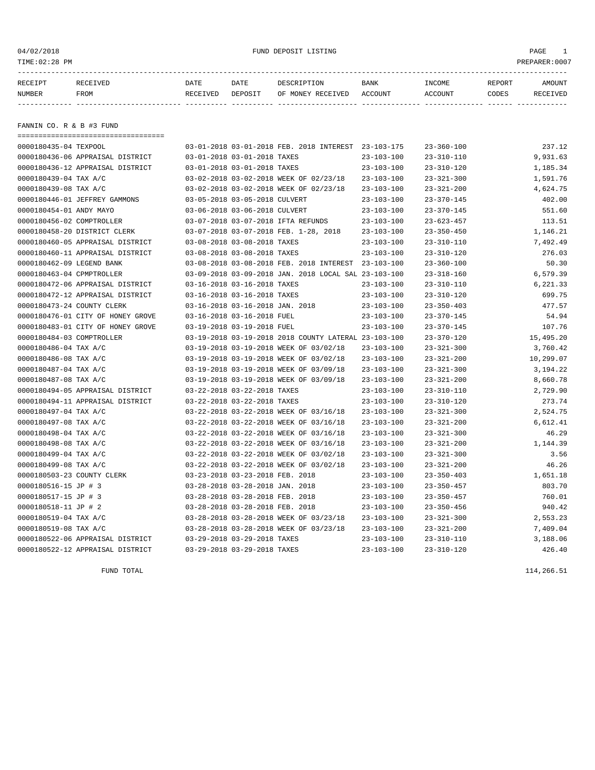04/02/2018 FUND DEPOSIT LISTING

TIME:02:28 PM PREPARER:0007

| RECEIPT NUMBER | RECEIVED FROM | DATE RECEIVED | DATE DEPOSIT | DESCRIPTION OF MONEY RECEIVED | BANK ACCOUNT | INCOME ACCOUNT | REPORT CODES | AMOUNT RECEIVED |
|---|---|---|---|---|---|---|---|---|

## FANNIN CO. R & B #3 FUND

| RECEIPT NUMBER | RECEIVED FROM | DATE RECEIVED | DATE DEPOSIT | DESCRIPTION OF MONEY RECEIVED | BANK ACCOUNT | INCOME ACCOUNT | REPORT CODES | AMOUNT RECEIVED |
|---|---|---|---|---|---|---|---|---|
| 0000180435-04 | TEXPOOL | 03-01-2018 | 03-01-2018 | FEB. 2018 INTEREST | 23-103-175 | 23-360-100 | | 237.12 |
| 0000180436-06 | APPRAISAL DISTRICT | 03-01-2018 | 03-01-2018 | TAXES | 23-103-100 | 23-310-110 | | 9,931.63 |
| 0000180436-12 | APPRAISAL DISTRICT | 03-01-2018 | 03-01-2018 | TAXES | 23-103-100 | 23-310-120 | | 1,185.34 |
| 0000180439-04 | TAX A/C | 03-02-2018 | 03-02-2018 | WEEK OF 02/23/18 | 23-103-100 | 23-321-300 | | 1,591.76 |
| 0000180439-08 | TAX A/C | 03-02-2018 | 03-02-2018 | WEEK OF 02/23/18 | 23-103-100 | 23-321-200 | | 4,624.75 |
| 0000180446-01 | JEFFREY GAMMONS | 03-05-2018 | 03-05-2018 | CULVERT | 23-103-100 | 23-370-145 | | 402.00 |
| 0000180454-01 | ANDY MAYO | 03-06-2018 | 03-06-2018 | CULVERT | 23-103-100 | 23-370-145 | | 551.60 |
| 0000180456-02 | COMPTROLLER | 03-07-2018 | 03-07-2018 | IFTA REFUNDS | 23-103-100 | 23-623-457 | | 113.51 |
| 0000180458-20 | DISTRICT CLERK | 03-07-2018 | 03-07-2018 | FEB. 1-28, 2018 | 23-103-100 | 23-350-450 | | 1,146.21 |
| 0000180460-05 | APPRAISAL DISTRICT | 03-08-2018 | 03-08-2018 | TAXES | 23-103-100 | 23-310-110 | | 7,492.49 |
| 0000180460-11 | APPRAISAL DISTRICT | 03-08-2018 | 03-08-2018 | TAXES | 23-103-100 | 23-310-120 | | 276.03 |
| 0000180462-09 | LEGEND BANK | 03-08-2018 | 03-08-2018 | FEB. 2018 INTEREST | 23-103-100 | 23-360-100 | | 50.30 |
| 0000180463-04 | CPMPTROLLER | 03-09-2018 | 03-09-2018 | JAN. 2018 LOCAL SAL | 23-103-100 | 23-318-160 | | 6,579.39 |
| 0000180472-06 | APPRAISAL DISTRICT | 03-16-2018 | 03-16-2018 | TAXES | 23-103-100 | 23-310-110 | | 6,221.33 |
| 0000180472-12 | APPRAISAL DISTRICT | 03-16-2018 | 03-16-2018 | TAXES | 23-103-100 | 23-310-120 | | 699.75 |
| 0000180473-24 | COUNTY CLERK | 03-16-2018 | 03-16-2018 | JAN. 2018 | 23-103-100 | 23-350-403 | | 477.57 |
| 0000180476-01 | CITY OF HONEY GROVE | 03-16-2018 | 03-16-2018 | FUEL | 23-103-100 | 23-370-145 | | 54.94 |
| 0000180483-01 | CITY OF HONEY GROVE | 03-19-2018 | 03-19-2018 | FUEL | 23-103-100 | 23-370-145 | | 107.76 |
| 0000180484-03 | COMPTROLLER | 03-19-2018 | 03-19-2018 | 2018 COUNTY LATERAL | 23-103-100 | 23-370-120 | | 15,495.20 |
| 0000180486-04 | TAX A/C | 03-19-2018 | 03-19-2018 | WEEK OF 03/02/18 | 23-103-100 | 23-321-300 | | 3,760.42 |
| 0000180486-08 | TAX A/C | 03-19-2018 | 03-19-2018 | WEEK OF 03/02/18 | 23-103-100 | 23-321-200 | | 10,299.07 |
| 0000180487-04 | TAX A/C | 03-19-2018 | 03-19-2018 | WEEK OF 03/09/18 | 23-103-100 | 23-321-300 | | 3,194.22 |
| 0000180487-08 | TAX A/C | 03-19-2018 | 03-19-2018 | WEEK OF 03/09/18 | 23-103-100 | 23-321-200 | | 8,660.78 |
| 0000180494-05 | APPRAISAL DISTRICT | 03-22-2018 | 03-22-2018 | TAXES | 23-103-100 | 23-310-110 | | 2,729.90 |
| 0000180494-11 | APPRAISAL DISTRICT | 03-22-2018 | 03-22-2018 | TAXES | 23-103-100 | 23-310-120 | | 273.74 |
| 0000180497-04 | TAX A/C | 03-22-2018 | 03-22-2018 | WEEK OF 03/16/18 | 23-103-100 | 23-321-300 | | 2,524.75 |
| 0000180497-08 | TAX A/C | 03-22-2018 | 03-22-2018 | WEEK OF 03/16/18 | 23-103-100 | 23-321-200 | | 6,612.41 |
| 0000180498-04 | TAX A/C | 03-22-2018 | 03-22-2018 | WEEK OF 03/16/18 | 23-103-100 | 23-321-300 | | 46.29 |
| 0000180498-08 | TAX A/C | 03-22-2018 | 03-22-2018 | WEEK OF 03/16/18 | 23-103-100 | 23-321-200 | | 1,144.39 |
| 0000180499-04 | TAX A/C | 03-22-2018 | 03-22-2018 | WEEK OF 03/02/18 | 23-103-100 | 23-321-300 | | 3.56 |
| 0000180499-08 | TAX A/C | 03-22-2018 | 03-22-2018 | WEEK OF 03/02/18 | 23-103-100 | 23-321-200 | | 46.26 |
| 0000180503-23 | COUNTY CLERK | 03-23-2018 | 03-23-2018 | FEB. 2018 | 23-103-100 | 23-350-403 | | 1,651.18 |
| 0000180516-15 | JP # 3 | 03-28-2018 | 03-28-2018 | JAN. 2018 | 23-103-100 | 23-350-457 | | 803.70 |
| 0000180517-15 | JP # 3 | 03-28-2018 | 03-28-2018 | FEB. 2018 | 23-103-100 | 23-350-457 | | 760.01 |
| 0000180518-11 | JP # 2 | 03-28-2018 | 03-28-2018 | FEB. 2018 | 23-103-100 | 23-350-456 | | 940.42 |
| 0000180519-04 | TAX A/C | 03-28-2018 | 03-28-2018 | WEEK OF 03/23/18 | 23-103-100 | 23-321-300 | | 2,553.23 |
| 0000180519-08 | TAX A/C | 03-28-2018 | 03-28-2018 | WEEK OF 03/23/18 | 23-103-100 | 23-321-200 | | 7,409.04 |
| 0000180522-06 | APPRAISAL DISTRICT | 03-29-2018 | 03-29-2018 | TAXES | 23-103-100 | 23-310-110 | | 3,188.06 |
| 0000180522-12 | APPRAISAL DISTRICT | 03-29-2018 | 03-29-2018 | TAXES | 23-103-100 | 23-310-120 | | 426.40 |
| | FUND TOTAL | | | | | | | 114,266.51 |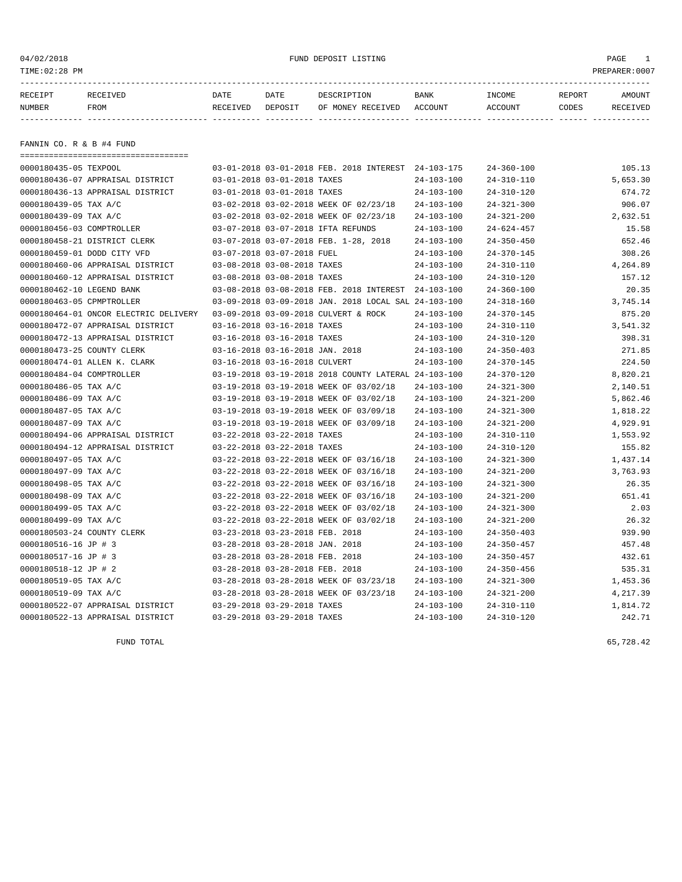04/02/2018 FUND DEPOSIT LISTING

TIME:02:28 PM PREPARER:0007

| RECEIPT NUMBER | RECEIVED FROM | DATE RECEIVED | DATE DEPOSIT | DESCRIPTION OF MONEY RECEIVED | BANK ACCOUNT | INCOME ACCOUNT | REPORT CODES | AMOUNT RECEIVED |
|---|---|---|---|---|---|---|---|---|

## FANNIN CO. R & B #4 FUND

| RECEIPT NUMBER | RECEIVED FROM | DATE RECEIVED | DATE DEPOSIT | DESCRIPTION OF MONEY RECEIVED | BANK ACCOUNT | INCOME ACCOUNT | REPORT CODES | AMOUNT RECEIVED |
|---|---|---|---|---|---|---|---|---|
| 0000180435-05 | TEXPOOL | 03-01-2018 | 03-01-2018 | FEB. 2018 INTEREST | 24-103-175 | 24-360-100 | | 105.13 |
| 0000180436-07 | APPRAISAL DISTRICT | 03-01-2018 | 03-01-2018 | TAXES | 24-103-100 | 24-310-110 | | 5,653.30 |
| 0000180436-13 | APPRAISAL DISTRICT | 03-01-2018 | 03-01-2018 | TAXES | 24-103-100 | 24-310-120 | | 674.72 |
| 0000180439-05 | TAX A/C | 03-02-2018 | 03-02-2018 | WEEK OF 02/23/18 | 24-103-100 | 24-321-300 | | 906.07 |
| 0000180439-09 | TAX A/C | 03-02-2018 | 03-02-2018 | WEEK OF 02/23/18 | 24-103-100 | 24-321-200 | | 2,632.51 |
| 0000180456-03 | COMPTROLLER | 03-07-2018 | 03-07-2018 | IFTA REFUNDS | 24-103-100 | 24-624-457 | | 15.58 |
| 0000180458-21 | DISTRICT CLERK | 03-07-2018 | 03-07-2018 | FEB. 1-28, 2018 | 24-103-100 | 24-350-450 | | 652.46 |
| 0000180459-01 | DODD CITY VFD | 03-07-2018 | 03-07-2018 | FUEL | 24-103-100 | 24-370-145 | | 308.26 |
| 0000180460-06 | APPRAISAL DISTRICT | 03-08-2018 | 03-08-2018 | TAXES | 24-103-100 | 24-310-110 | | 4,264.89 |
| 0000180460-12 | APPRAISAL DISTRICT | 03-08-2018 | 03-08-2018 | TAXES | 24-103-100 | 24-310-120 | | 157.12 |
| 0000180462-10 | LEGEND BANK | 03-08-2018 | 03-08-2018 | FEB. 2018 INTEREST | 24-103-100 | 24-360-100 | | 20.35 |
| 0000180463-05 | CPMPTROLLER | 03-09-2018 | 03-09-2018 | JAN. 2018 LOCAL SAL | 24-103-100 | 24-318-160 | | 3,745.14 |
| 0000180464-01 | ONCOR ELECTRIC DELIVERY | 03-09-2018 | 03-09-2018 | CULVERT & ROCK | 24-103-100 | 24-370-145 | | 875.20 |
| 0000180472-07 | APPRAISAL DISTRICT | 03-16-2018 | 03-16-2018 | TAXES | 24-103-100 | 24-310-110 | | 3,541.32 |
| 0000180472-13 | APPRAISAL DISTRICT | 03-16-2018 | 03-16-2018 | TAXES | 24-103-100 | 24-310-120 | | 398.31 |
| 0000180473-25 | COUNTY CLERK | 03-16-2018 | 03-16-2018 | JAN. 2018 | 24-103-100 | 24-350-403 | | 271.85 |
| 0000180474-01 | ALLEN K. CLARK | 03-16-2018 | 03-16-2018 | CULVERT | 24-103-100 | 24-370-145 | | 224.50 |
| 0000180484-04 | COMPTROLLER | 03-19-2018 | 03-19-2018 | 2018 COUNTY LATERAL | 24-103-100 | 24-370-120 | | 8,820.21 |
| 0000180486-05 | TAX A/C | 03-19-2018 | 03-19-2018 | WEEK OF 03/02/18 | 24-103-100 | 24-321-300 | | 2,140.51 |
| 0000180486-09 | TAX A/C | 03-19-2018 | 03-19-2018 | WEEK OF 03/02/18 | 24-103-100 | 24-321-200 | | 5,862.46 |
| 0000180487-05 | TAX A/C | 03-19-2018 | 03-19-2018 | WEEK OF 03/09/18 | 24-103-100 | 24-321-300 | | 1,818.22 |
| 0000180487-09 | TAX A/C | 03-19-2018 | 03-19-2018 | WEEK OF 03/09/18 | 24-103-100 | 24-321-200 | | 4,929.91 |
| 0000180494-06 | APPRAISAL DISTRICT | 03-22-2018 | 03-22-2018 | TAXES | 24-103-100 | 24-310-110 | | 1,553.92 |
| 0000180494-12 | APPRAISAL DISTRICT | 03-22-2018 | 03-22-2018 | TAXES | 24-103-100 | 24-310-120 | | 155.82 |
| 0000180497-05 | TAX A/C | 03-22-2018 | 03-22-2018 | WEEK OF 03/16/18 | 24-103-100 | 24-321-300 | | 1,437.14 |
| 0000180497-09 | TAX A/C | 03-22-2018 | 03-22-2018 | WEEK OF 03/16/18 | 24-103-100 | 24-321-200 | | 3,763.93 |
| 0000180498-05 | TAX A/C | 03-22-2018 | 03-22-2018 | WEEK OF 03/16/18 | 24-103-100 | 24-321-300 | | 26.35 |
| 0000180498-09 | TAX A/C | 03-22-2018 | 03-22-2018 | WEEK OF 03/16/18 | 24-103-100 | 24-321-200 | | 651.41 |
| 0000180499-05 | TAX A/C | 03-22-2018 | 03-22-2018 | WEEK OF 03/02/18 | 24-103-100 | 24-321-300 | | 2.03 |
| 0000180499-09 | TAX A/C | 03-22-2018 | 03-22-2018 | WEEK OF 03/02/18 | 24-103-100 | 24-321-200 | | 26.32 |
| 0000180503-24 | COUNTY CLERK | 03-23-2018 | 03-23-2018 | FEB. 2018 | 24-103-100 | 24-350-403 | | 939.90 |
| 0000180516-16 | JP # 3 | 03-28-2018 | 03-28-2018 | JAN. 2018 | 24-103-100 | 24-350-457 | | 457.48 |
| 0000180517-16 | JP # 3 | 03-28-2018 | 03-28-2018 | FEB. 2018 | 24-103-100 | 24-350-457 | | 432.61 |
| 0000180518-12 | JP # 2 | 03-28-2018 | 03-28-2018 | FEB. 2018 | 24-103-100 | 24-350-456 | | 535.31 |
| 0000180519-05 | TAX A/C | 03-28-2018 | 03-28-2018 | WEEK OF 03/23/18 | 24-103-100 | 24-321-300 | | 1,453.36 |
| 0000180519-09 | TAX A/C | 03-28-2018 | 03-28-2018 | WEEK OF 03/23/18 | 24-103-100 | 24-321-200 | | 4,217.39 |
| 0000180522-07 | APPRAISAL DISTRICT | 03-29-2018 | 03-29-2018 | TAXES | 24-103-100 | 24-310-110 | | 1,814.72 |
| 0000180522-13 | APPRAISAL DISTRICT | 03-29-2018 | 03-29-2018 | TAXES | 24-103-100 | 24-310-120 | | 242.71 |

FUND TOTAL 65,728.42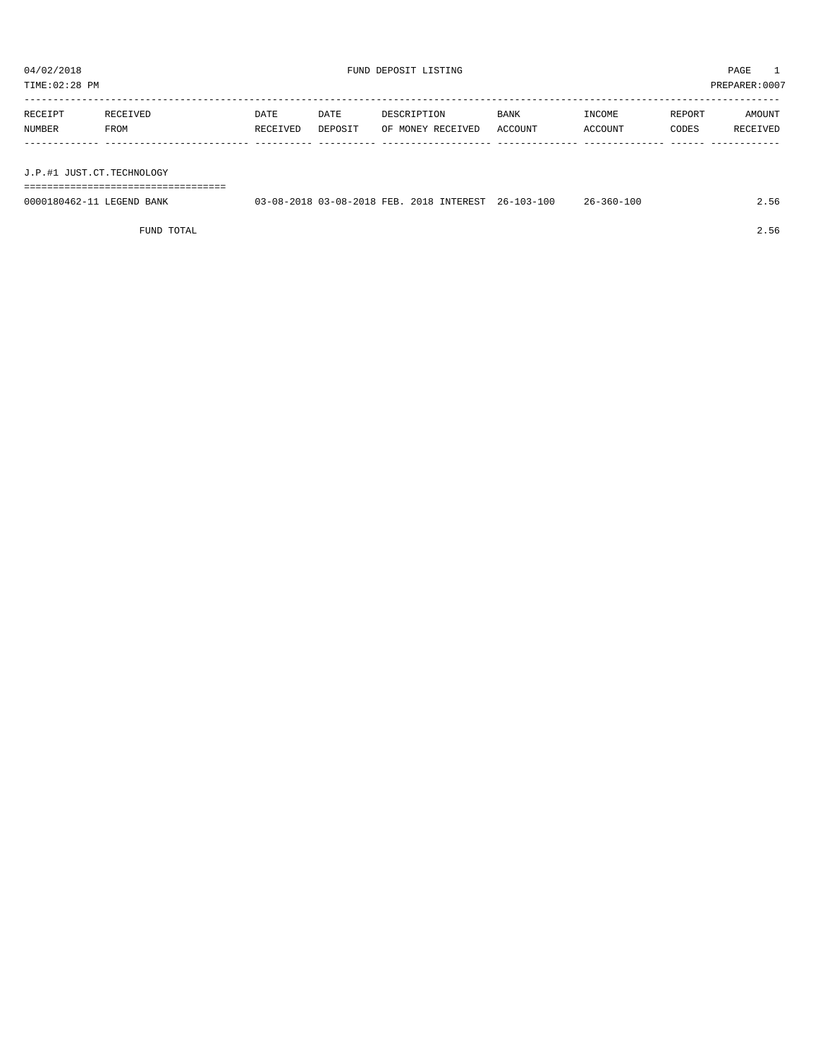04/02/2018 FUND DEPOSIT LISTING PAGE 1

TIME:02:28 PM PREPARER:0007

| RECEIPT NUMBER | RECEIVED FROM | DATE RECEIVED | DATE DEPOSIT | DESCRIPTION OF MONEY RECEIVED | BANK ACCOUNT | INCOME ACCOUNT | REPORT CODES | AMOUNT RECEIVED |
|---|---|---|---|---|---|---|---|---|
| J.P.#1 JUST.CT.TECHNOLOGY | | | | | | | | |
| 0000180462-11 | LEGEND BANK | 03-08-2018 | 03-08-2018 | FEB. 2018 INTEREST | 26-103-100 | 26-360-100 | | 2.56 |
| | FUND TOTAL | | | | | | | 2.56 |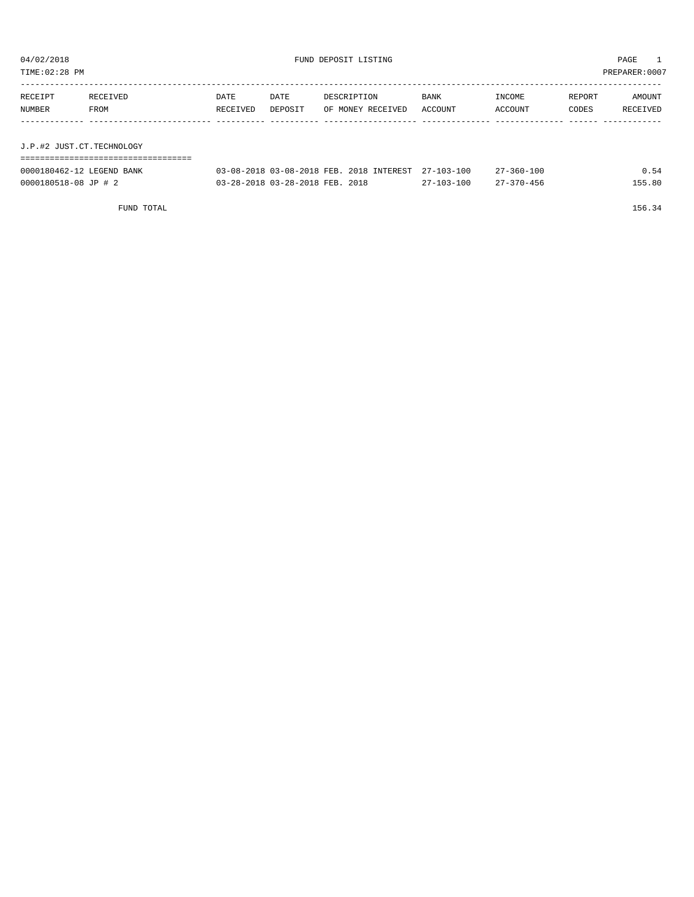04/02/2018 FUND DEPOSIT LISTING PAGE 1

TIME:02:28 PM PREPARER:0007

| RECEIPT NUMBER | RECEIVED FROM | DATE RECEIVED | DATE DEPOSIT | DESCRIPTION OF MONEY RECEIVED | BANK ACCOUNT | INCOME ACCOUNT | REPORT CODES | AMOUNT RECEIVED |
|---|---|---|---|---|---|---|---|---|

## J.P.#2 JUST.CT.TECHNOLOGY

| RECEIPT NUMBER | RECEIVED FROM | DATE RECEIVED | DATE DEPOSIT | DESCRIPTION OF MONEY RECEIVED | BANK ACCOUNT | INCOME ACCOUNT | REPORT CODES | AMOUNT RECEIVED |
|---|---|---|---|---|---|---|---|---|
| 0000180462-12 | LEGEND BANK | 03-08-2018 | 03-08-2018 | FEB. 2018 INTEREST | 27-103-100 | 27-360-100 | | 0.54 |
| 0000180518-08 | JP # 2 | 03-28-2018 | 03-28-2018 | FEB. 2018 | 27-103-100 | 27-370-456 | | 155.80 |
| | FUND TOTAL | | | | | | | 156.34 |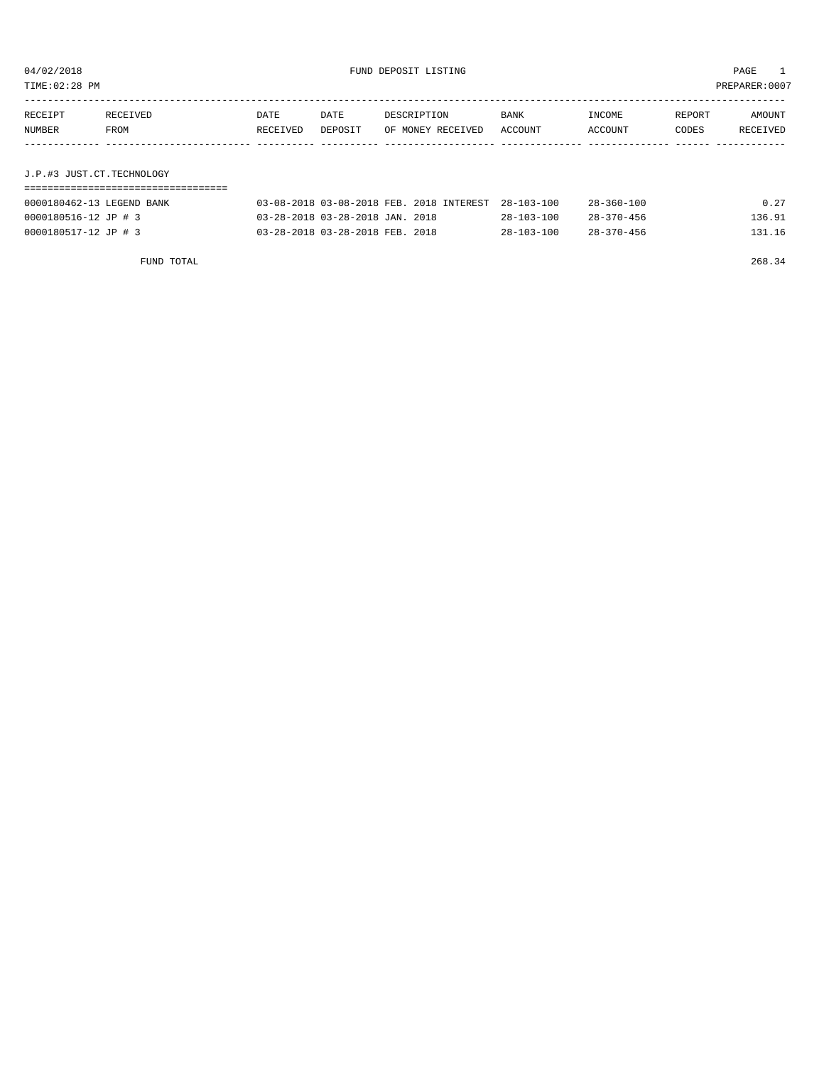04/02/2018 FUND DEPOSIT LISTING

TIME:02:28 PM PREPARER:0007

| RECEIPT NUMBER | RECEIVED FROM | DATE RECEIVED | DATE DEPOSIT | DESCRIPTION OF MONEY RECEIVED | BANK ACCOUNT | INCOME ACCOUNT | REPORT CODES | AMOUNT RECEIVED |
|---|---|---|---|---|---|---|---|---|

## J.P.#3 JUST.CT.TECHNOLOGY

| RECEIPT NUMBER | RECEIVED FROM | DATE RECEIVED | DATE DEPOSIT | DESCRIPTION OF MONEY RECEIVED | BANK ACCOUNT | INCOME ACCOUNT | REPORT CODES | AMOUNT RECEIVED |
|---|---|---|---|---|---|---|---|---|
| 0000180462-13 | LEGEND BANK | 03-08-2018 | 03-08-2018 | FEB. 2018 INTEREST | 28-103-100 | 28-360-100 | | 0.27 |
| 0000180516-12 | JP # 3 | 03-28-2018 | 03-28-2018 | JAN. 2018 | 28-103-100 | 28-370-456 | | 136.91 |
| 0000180517-12 | JP # 3 | 03-28-2018 | 03-28-2018 | FEB. 2018 | 28-103-100 | 28-370-456 | | 131.16 |
| | FUND TOTAL | | | | | | | 268.34 |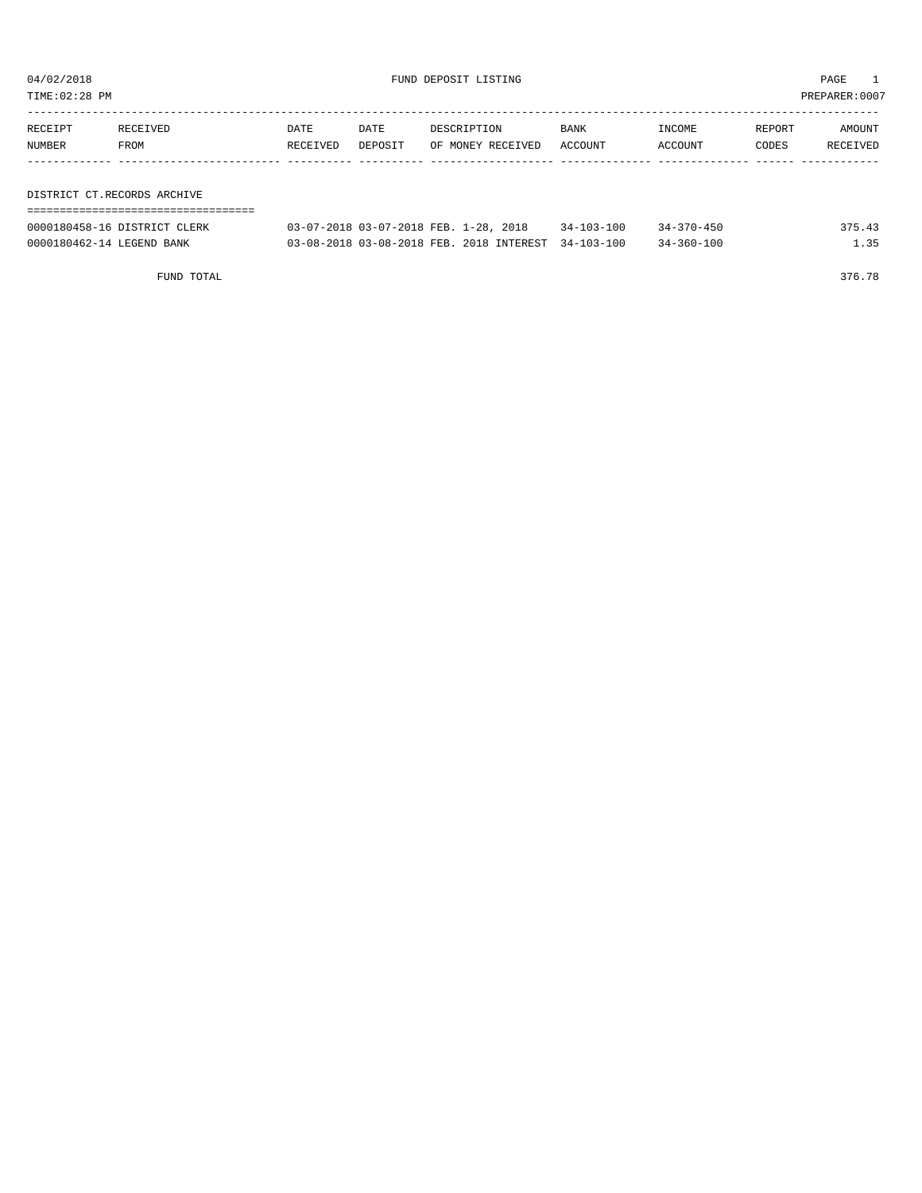04/02/2018 FUND DEPOSIT LISTING PAGE 1

TIME:02:28 PM PREPARER:0007

| RECEIPT NUMBER | RECEIVED FROM | DATE RECEIVED | DATE DEPOSIT | DESCRIPTION OF MONEY RECEIVED | BANK ACCOUNT | INCOME ACCOUNT | REPORT CODES | AMOUNT RECEIVED |
|---|---|---|---|---|---|---|---|---|
| **DISTRICT CT.RECORDS ARCHIVE** | | | | | | | | |
| 0000180458-16 | DISTRICT CLERK | 03-07-2018 | 03-07-2018 | FEB. 1-28, 2018 | 34-103-100 | 34-370-450 | | 375.43 |
| 0000180462-14 | LEGEND BANK | 03-08-2018 | 03-08-2018 | FEB. 2018 INTEREST | 34-103-100 | 34-360-100 | | 1.35 |
| | FUND TOTAL | | | | | | | 376.78 |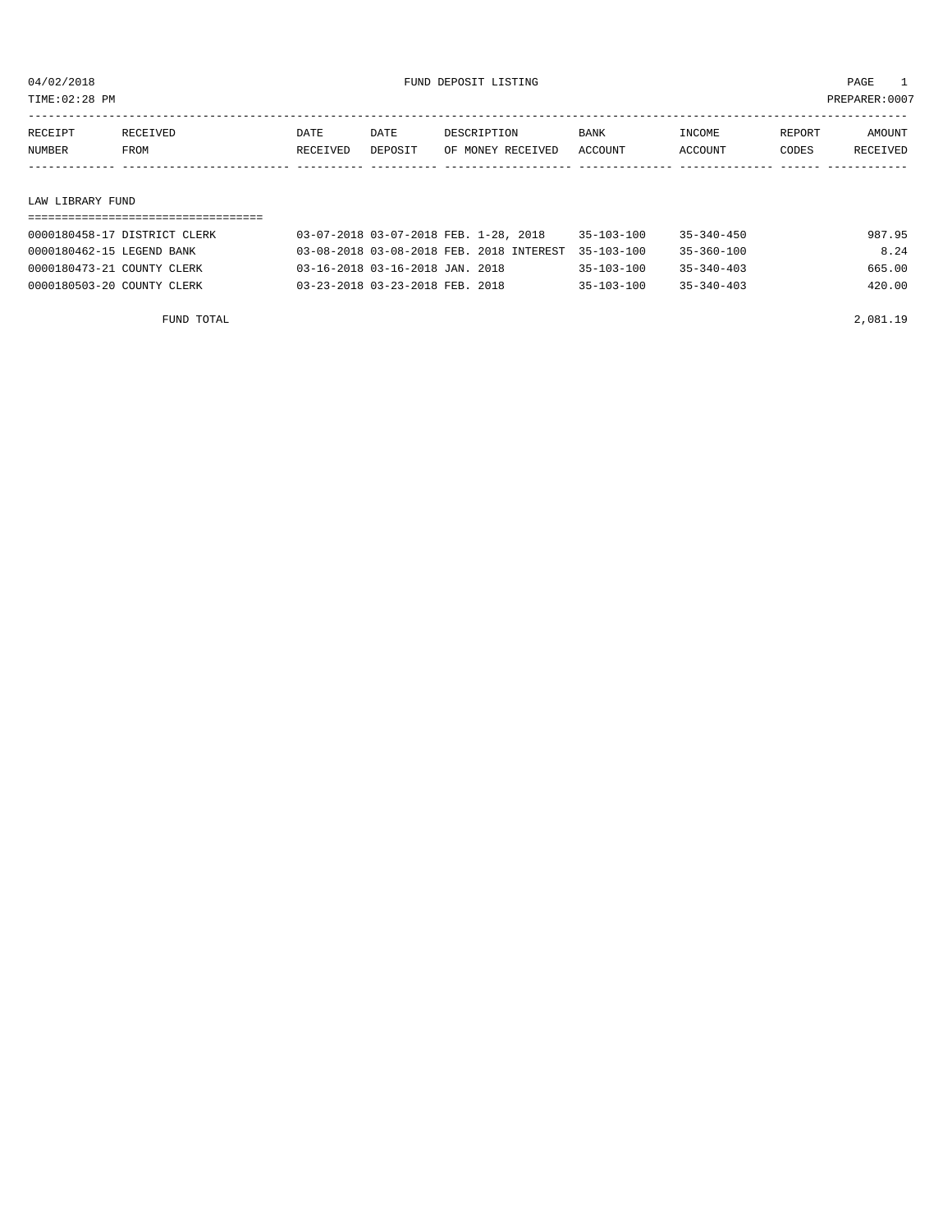04/02/2018 FUND DEPOSIT LISTING

TIME:02:28 PM PREPARER:0007

| RECEIPT NUMBER | RECEIVED FROM | DATE RECEIVED | DATE DEPOSIT | DESCRIPTION OF MONEY RECEIVED | BANK ACCOUNT | INCOME ACCOUNT | REPORT CODES | AMOUNT RECEIVED |
|---|---|---|---|---|---|---|---|---|
| **LAW LIBRARY FUND** | | | | | | | | |
| 0000180458-17 | DISTRICT CLERK | 03-07-2018 | 03-07-2018 | FEB. 1-28, 2018 | 35-103-100 | 35-340-450 | | 987.95 |
| 0000180462-15 | LEGEND BANK | 03-08-2018 | 03-08-2018 | FEB. 2018 INTEREST | 35-103-100 | 35-360-100 | | 8.24 |
| 0000180473-21 | COUNTY CLERK | 03-16-2018 | 03-16-2018 | JAN. 2018 | 35-103-100 | 35-340-403 | | 665.00 |
| 0000180503-20 | COUNTY CLERK | 03-23-2018 | 03-23-2018 | FEB. 2018 | 35-103-100 | 35-340-403 | | 420.00 |
| | FUND TOTAL | | | | | | | 2,081.19 |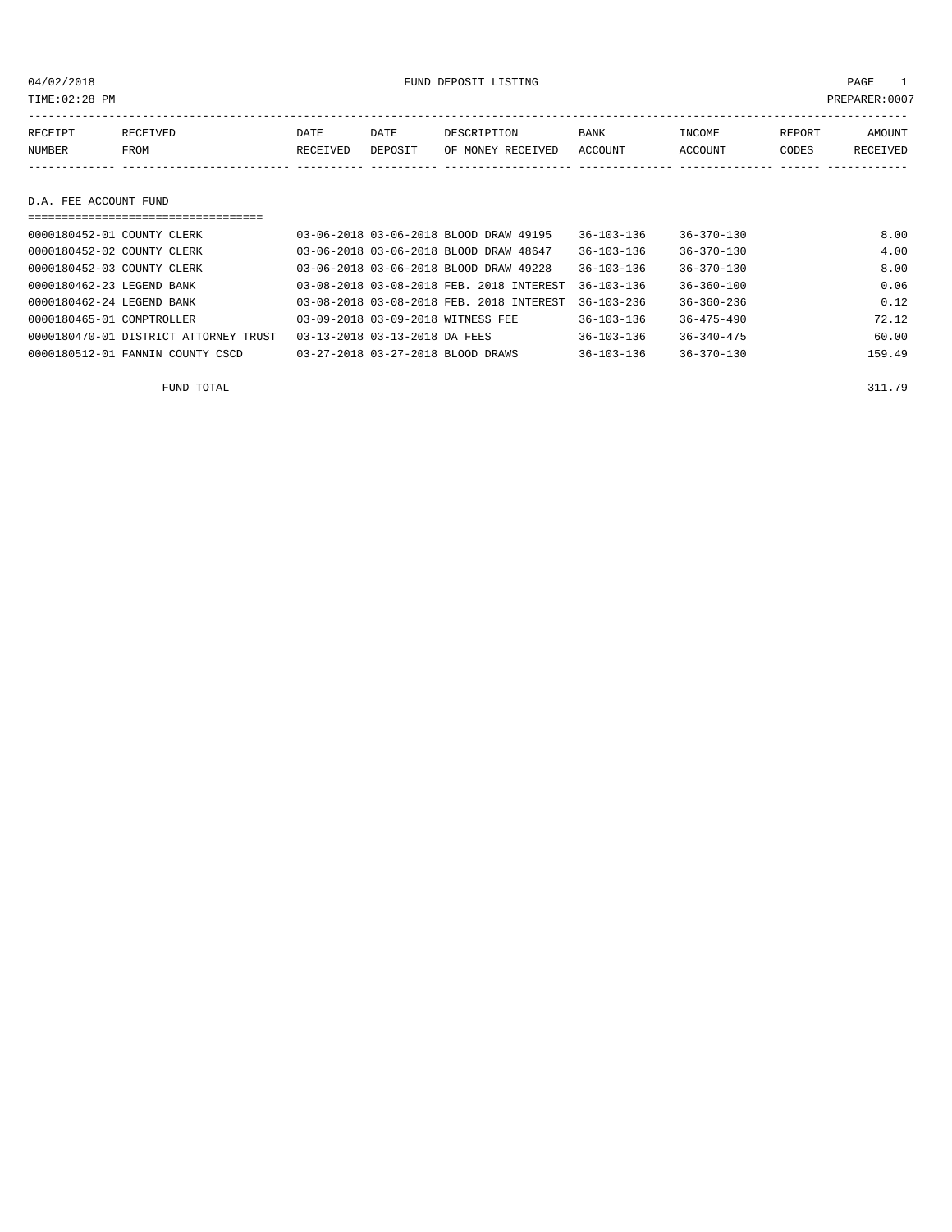04/02/2018 FUND DEPOSIT LISTING PAGE 1

TIME:02:28 PM PREPARER:0007

## D.A. FEE ACCOUNT FUND

| RECEIPT NUMBER | RECEIVED FROM | DATE RECEIVED | DATE DEPOSIT | DESCRIPTION OF MONEY RECEIVED | BANK ACCOUNT | INCOME ACCOUNT | REPORT CODES | AMOUNT RECEIVED |
|---|---|---|---|---|---|---|---|---|
| 0000180452-01 | COUNTY CLERK | 03-06-2018 | 03-06-2018 | BLOOD DRAW 49195 | 36-103-136 | 36-370-130 | | 8.00 |
| 0000180452-02 | COUNTY CLERK | 03-06-2018 | 03-06-2018 | BLOOD DRAW 48647 | 36-103-136 | 36-370-130 | | 4.00 |
| 0000180452-03 | COUNTY CLERK | 03-06-2018 | 03-06-2018 | BLOOD DRAW 49228 | 36-103-136 | 36-370-130 | | 8.00 |
| 0000180462-23 | LEGEND BANK | 03-08-2018 | 03-08-2018 | FEB. 2018 INTEREST | 36-103-136 | 36-360-100 | | 0.06 |
| 0000180462-24 | LEGEND BANK | 03-08-2018 | 03-08-2018 | FEB. 2018 INTEREST | 36-103-236 | 36-360-236 | | 0.12 |
| 0000180465-01 | COMPTROLLER | 03-09-2018 | 03-09-2018 | WITNESS FEE | 36-103-136 | 36-475-490 | | 72.12 |
| 0000180470-01 | DISTRICT ATTORNEY TRUST | 03-13-2018 | 03-13-2018 | DA FEES | 36-103-136 | 36-340-475 | | 60.00 |
| 0000180512-01 | FANNIN COUNTY CSCD | 03-27-2018 | 03-27-2018 | BLOOD DRAWS | 36-103-136 | 36-370-130 | | 159.49 |

FUND TOTAL 311.79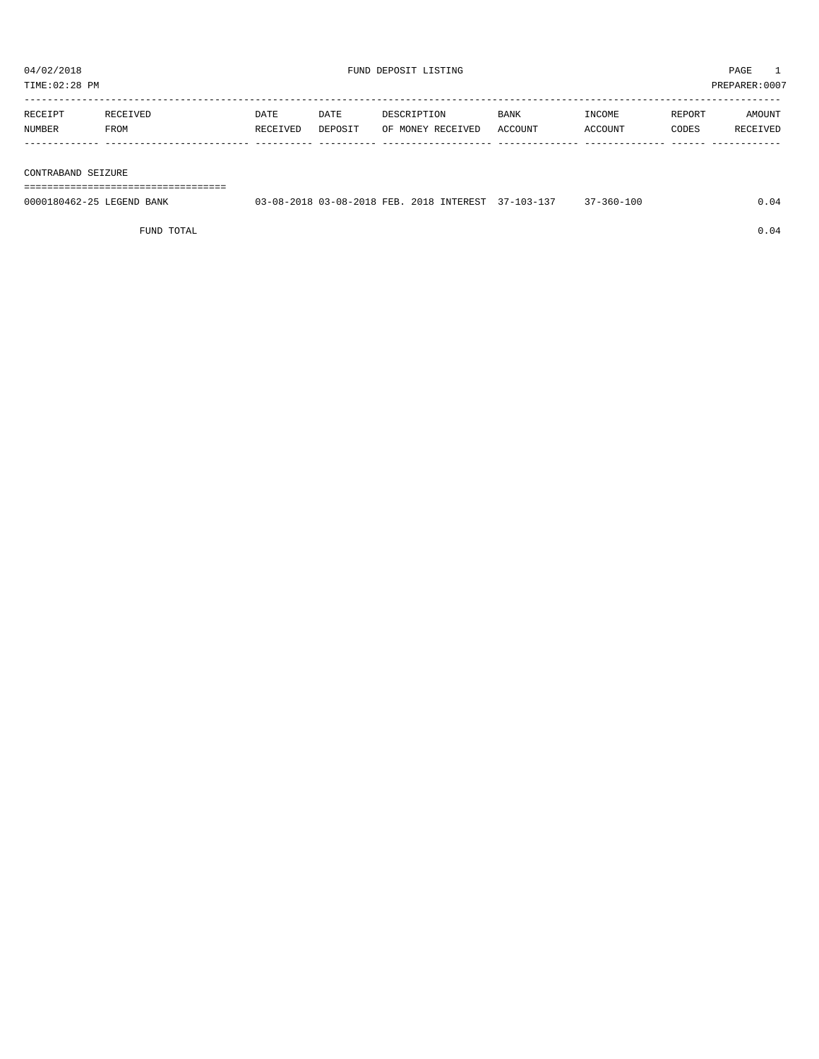# FUND DEPOSIT LISTING

04/02/2018
TIME:02:28 PM
PREPARER:0007

| RECEIPT NUMBER | RECEIVED FROM | DATE RECEIVED | DATE DEPOSIT | DESCRIPTION OF MONEY RECEIVED | BANK ACCOUNT | INCOME ACCOUNT | REPORT CODES | AMOUNT RECEIVED |
|---|---|---|---|---|---|---|---|---|
| **CONTRABAND SEIZURE** | | | | | | | | |
| 0000180462-25 | LEGEND BANK | 03-08-2018 | 03-08-2018 | FEB. 2018 INTEREST | 37-103-137 | 37-360-100 | | 0.04 |
| | FUND TOTAL | | | | | | | 0.04 |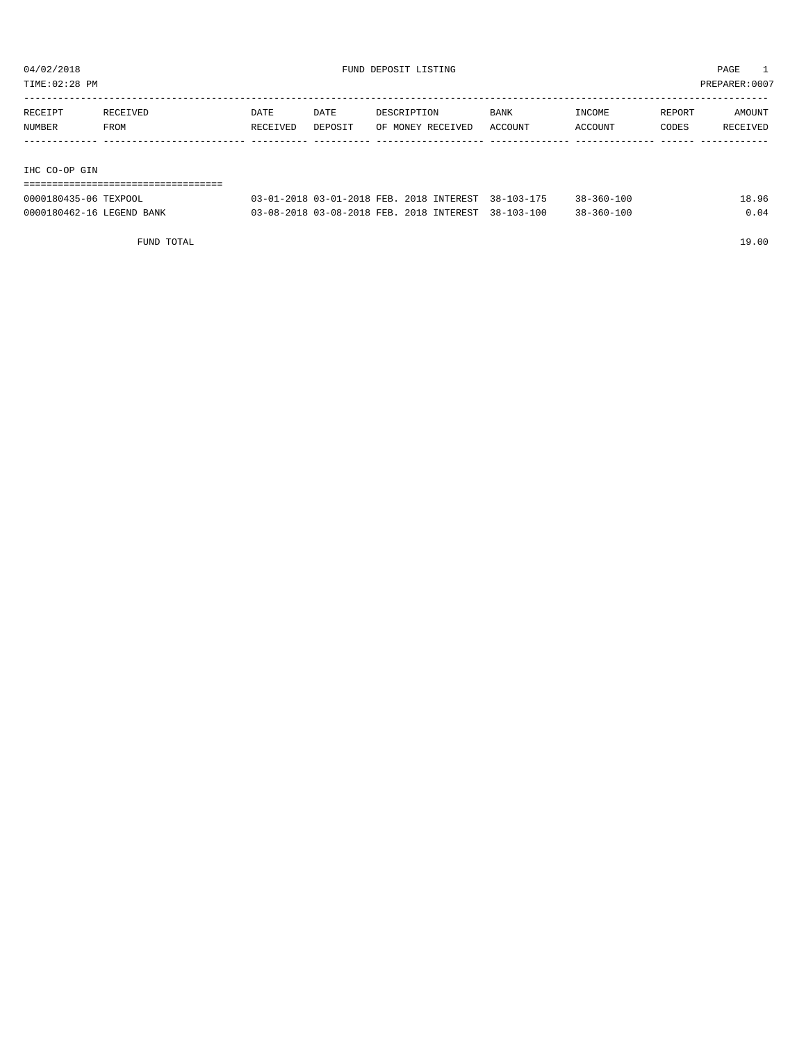04/02/2018 FUND DEPOSIT LISTING PAGE 1

TIME:02:28 PM PREPARER:0007

| RECEIPT NUMBER | RECEIVED FROM | DATE RECEIVED | DATE DEPOSIT | DESCRIPTION OF MONEY RECEIVED | BANK ACCOUNT | INCOME ACCOUNT | REPORT CODES | AMOUNT RECEIVED |
|---|---|---|---|---|---|---|---|---|
| **IHC CO-OP GIN** | | | | | | | | |
| 0000180435-06 | TEXPOOL | 03-01-2018 | 03-01-2018 | FEB. 2018 INTEREST | 38-103-175 | 38-360-100 | | 18.96 |
| 0000180462-16 | LEGEND BANK | 03-08-2018 | 03-08-2018 | FEB. 2018 INTEREST | 38-103-100 | 38-360-100 | | 0.04 |
| | FUND TOTAL | | | | | | | 19.00 |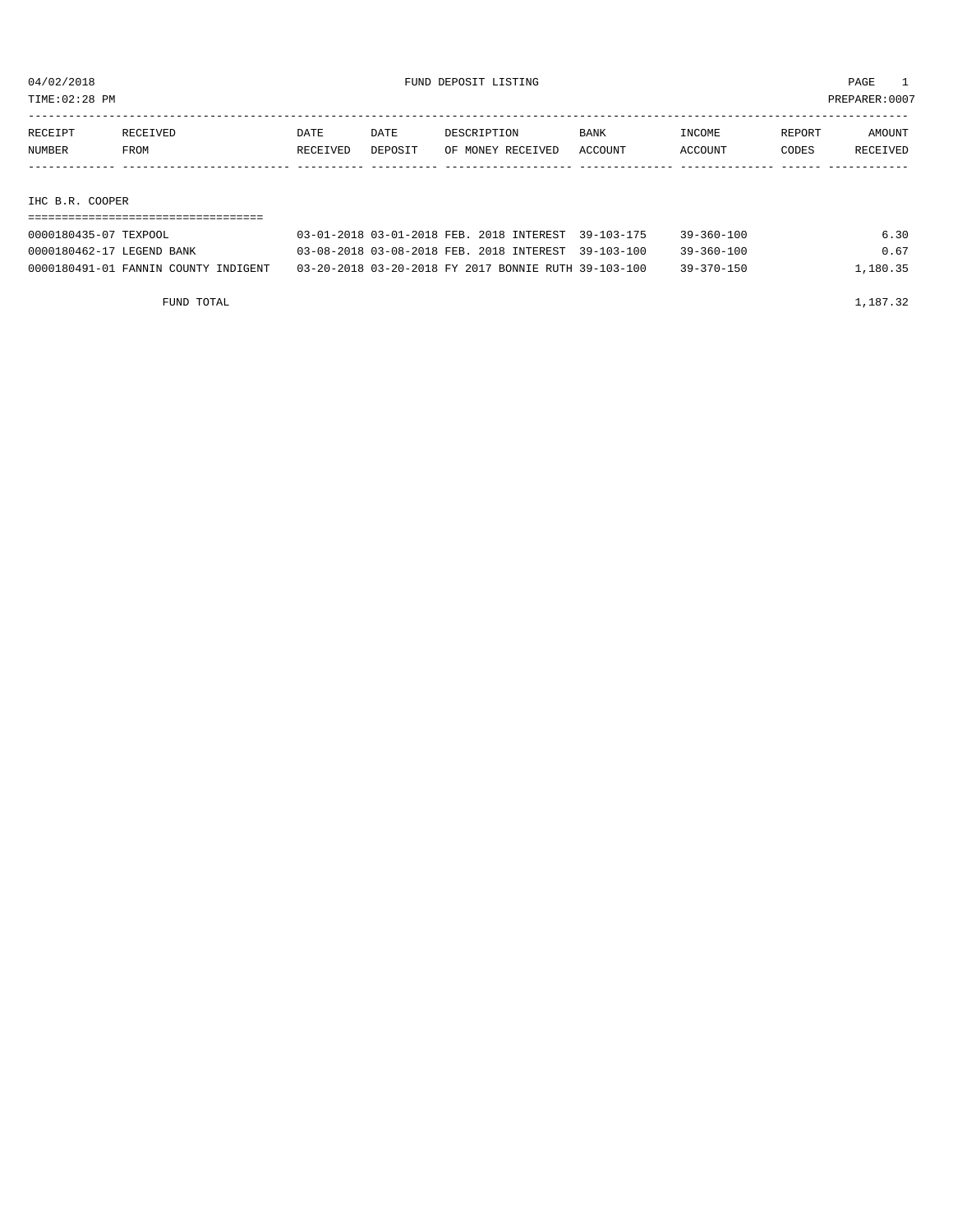04/02/2018 FUND DEPOSIT LISTING PAGE 1
TIME:02:28 PM PREPARER:0007

| RECEIPT NUMBER | RECEIVED FROM | DATE RECEIVED | DATE DEPOSIT | DESCRIPTION OF MONEY RECEIVED | BANK ACCOUNT | INCOME ACCOUNT | REPORT CODES | AMOUNT RECEIVED |
|---|---|---|---|---|---|---|---|---|
| **IHC B.R. COOPER** | | | | | | | | |
| 0000180435-07 | TEXPOOL | 03-01-2018 | 03-01-2018 | FEB. 2018 INTEREST | 39-103-175 | 39-360-100 | | 6.30 |
| 0000180462-17 | LEGEND BANK | 03-08-2018 | 03-08-2018 | FEB. 2018 INTEREST | 39-103-100 | 39-360-100 | | 0.67 |
| 0000180491-01 | FANNIN COUNTY INDIGENT | 03-20-2018 | 03-20-2018 | FY 2017 BONNIE RUTH | 39-103-100 | 39-370-150 | | 1,180.35 |
| | FUND TOTAL | | | | | | | 1,187.32 |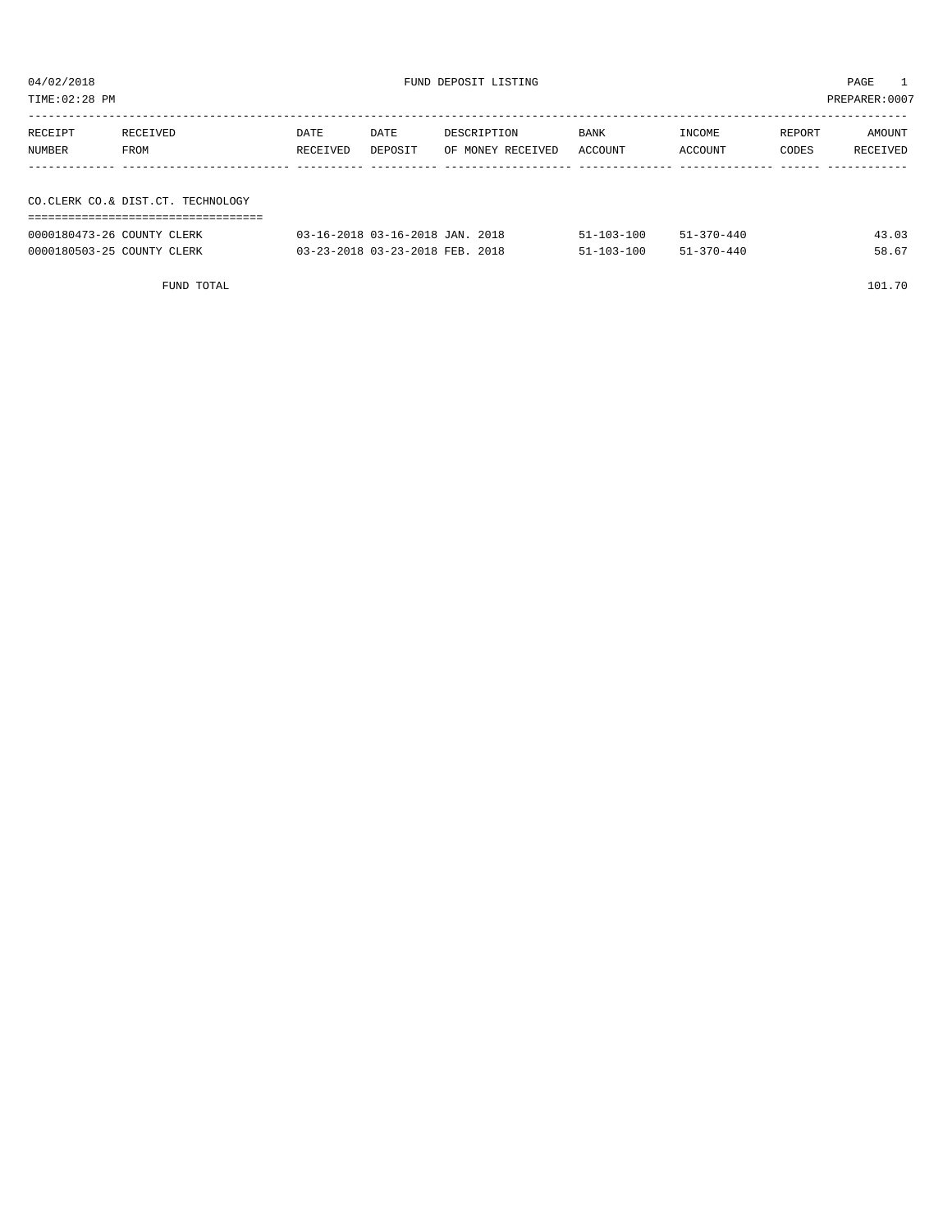# FUND DEPOSIT LISTING

04/02/2018
TIME:02:28 PM
PREPARER:0007

## CO.CLERK CO.& DIST.CT. TECHNOLOGY

| RECEIPT NUMBER | RECEIVED FROM | DATE RECEIVED | DATE DEPOSIT | DESCRIPTION OF MONEY RECEIVED | BANK ACCOUNT | INCOME ACCOUNT | REPORT CODES | AMOUNT RECEIVED |
|---|---|---|---|---|---|---|---|---|
| 0000180473-26 | COUNTY CLERK | 03-16-2018 | 03-16-2018 | JAN. 2018 | 51-103-100 | 51-370-440 | | 43.03 |
| 0000180503-25 | COUNTY CLERK | 03-23-2018 | 03-23-2018 | FEB. 2018 | 51-103-100 | 51-370-440 | | 58.67 |
| | FUND TOTAL | | | | | | | 101.70 |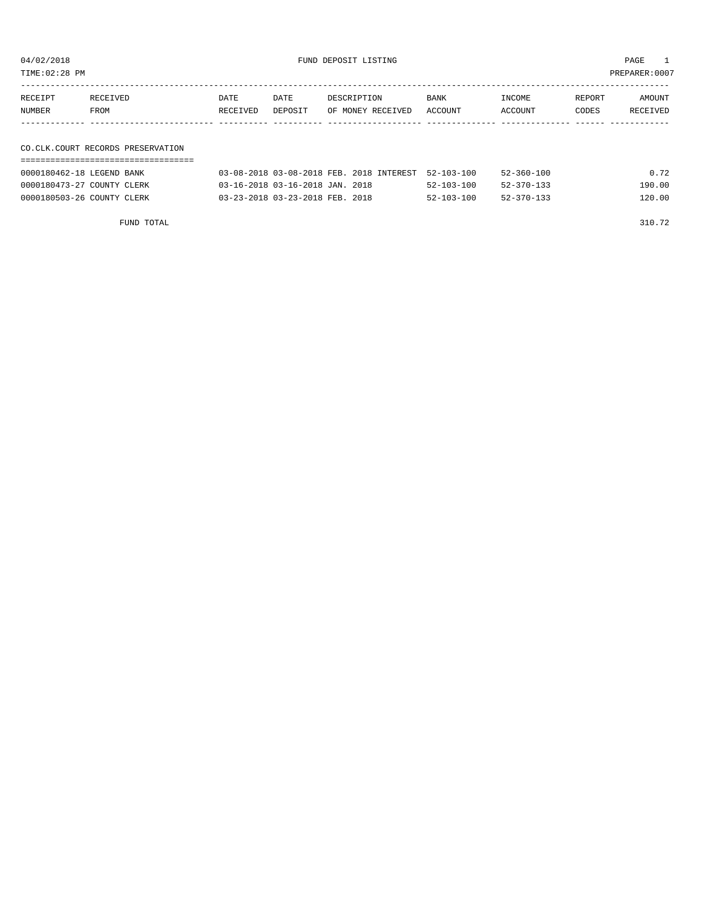04/02/2018 FUND DEPOSIT LISTING PAGE 1

TIME:02:28 PM PREPARER:0007

| RECEIPT NUMBER | RECEIVED FROM | DATE RECEIVED | DATE DEPOSIT | DESCRIPTION OF MONEY RECEIVED | BANK ACCOUNT | INCOME ACCOUNT | REPORT CODES | AMOUNT RECEIVED |
|---|---|---|---|---|---|---|---|---|
| **CO.CLK.COURT RECORDS PRESERVATION** | | | | | | | | |
| 0000180462-18 | LEGEND BANK | 03-08-2018 | 03-08-2018 | FEB. 2018 INTEREST | 52-103-100 | 52-360-100 | | 0.72 |
| 0000180473-27 | COUNTY CLERK | 03-16-2018 | 03-16-2018 | JAN. 2018 | 52-103-100 | 52-370-133 | | 190.00 |
| 0000180503-26 | COUNTY CLERK | 03-23-2018 | 03-23-2018 | FEB. 2018 | 52-103-100 | 52-370-133 | | 120.00 |
| | FUND TOTAL | | | | | | | 310.72 |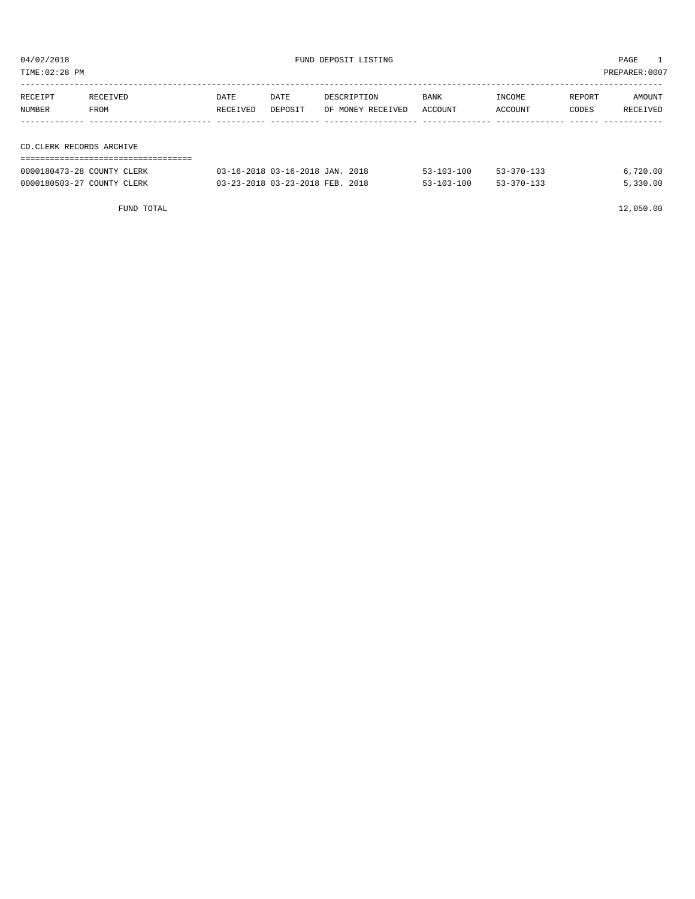04/02/2018 FUND DEPOSIT LISTING PAGE 1
TIME:02:28 PM PREPARER:0007

| RECEIPT NUMBER | RECEIVED FROM | DATE RECEIVED | DATE DEPOSIT | DESCRIPTION OF MONEY RECEIVED | BANK ACCOUNT | INCOME ACCOUNT | REPORT CODES | AMOUNT RECEIVED |
|---|---|---|---|---|---|---|---|---|
| **CO.CLERK RECORDS ARCHIVE** | | | | | | | | |
| 0000180473-28 | COUNTY CLERK | 03-16-2018 | 03-16-2018 | JAN. 2018 | 53-103-100 | 53-370-133 | | 6,720.00 |
| 0000180503-27 | COUNTY CLERK | 03-23-2018 | 03-23-2018 | FEB. 2018 | 53-103-100 | 53-370-133 | | 5,330.00 |
| | FUND TOTAL | | | | | | | 12,050.00 |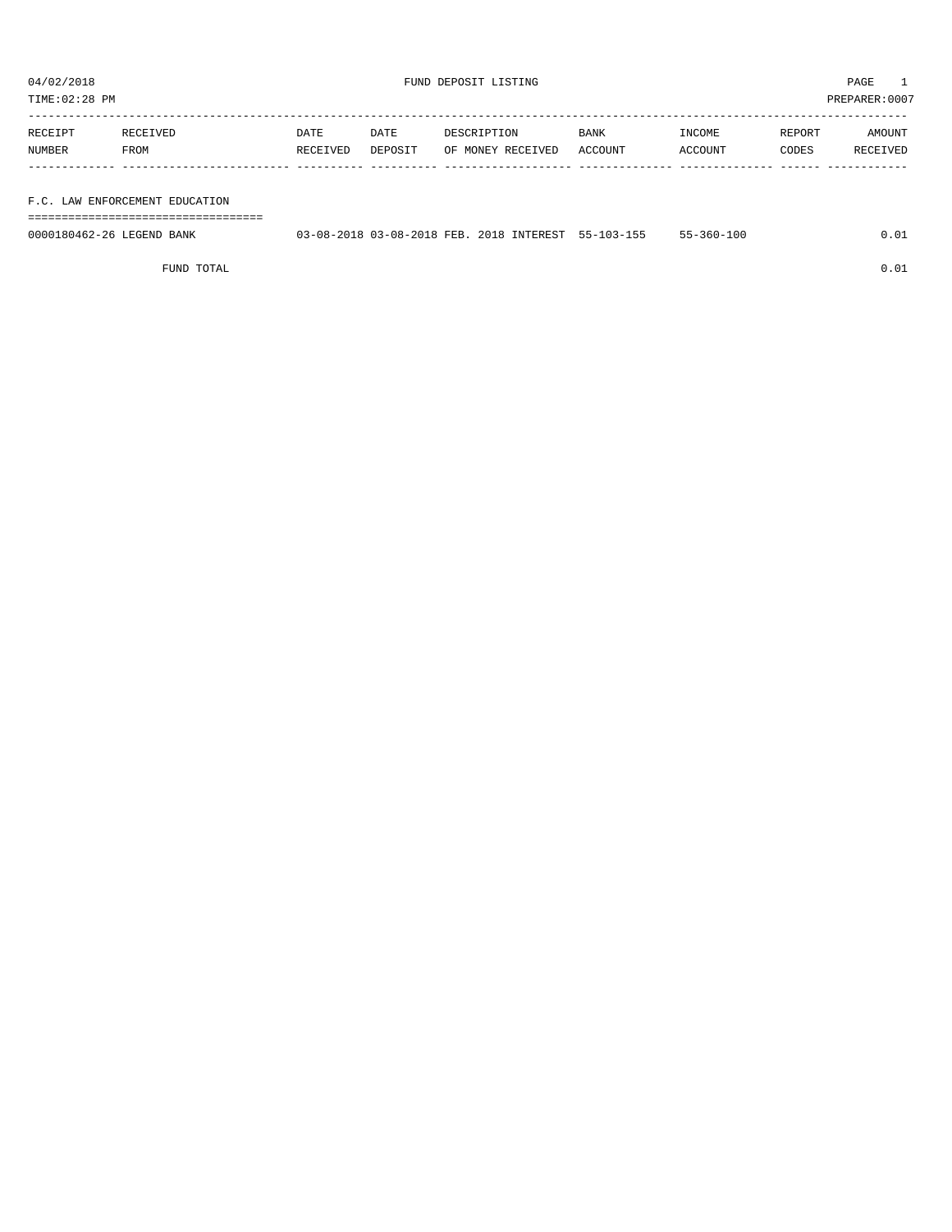04/02/2018 FUND DEPOSIT LISTING PAGE 1

TIME:02:28 PM PREPARER:0007

| RECEIPT NUMBER | RECEIVED FROM | DATE RECEIVED | DATE DEPOSIT | DESCRIPTION OF MONEY RECEIVED | BANK ACCOUNT | INCOME ACCOUNT | REPORT CODES | AMOUNT RECEIVED |
|---|---|---|---|---|---|---|---|---|
| **F.C. LAW ENFORCEMENT EDUCATION** | | | | | | | | |
| 0000180462-26 | LEGEND BANK | 03-08-2018 | 03-08-2018 | FEB. 2018 INTEREST | 55-103-155 | 55-360-100 | | 0.01 |
| | FUND TOTAL | | | | | | | 0.01 |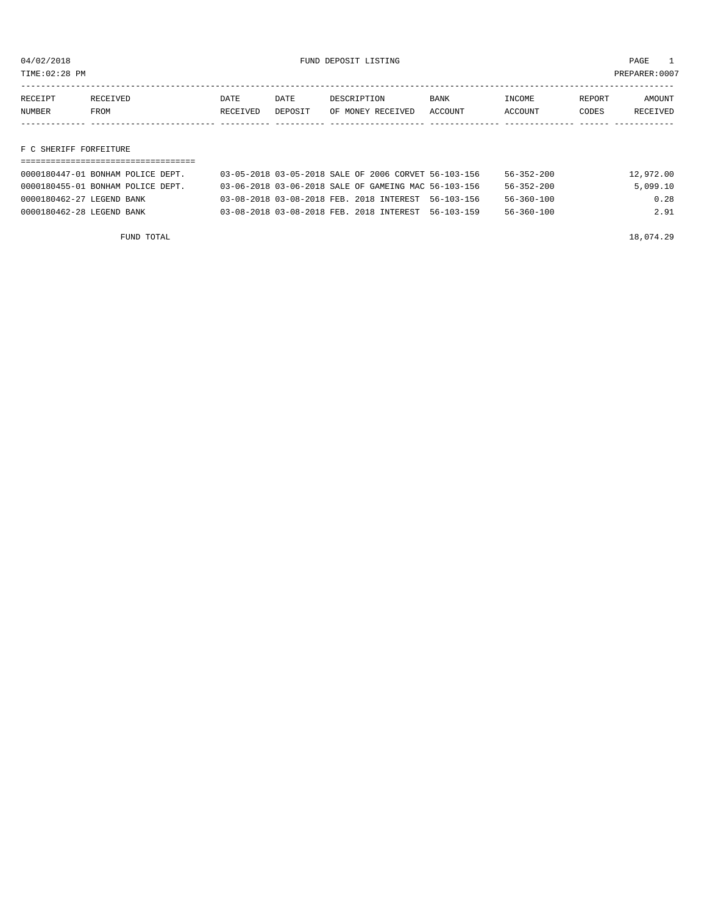04/02/2018 FUND DEPOSIT LISTING

TIME:02:28 PM PREPARER:0007

| RECEIPT NUMBER | RECEIVED FROM | DATE RECEIVED | DATE DEPOSIT | DESCRIPTION OF MONEY RECEIVED | BANK ACCOUNT | INCOME ACCOUNT | REPORT CODES | AMOUNT RECEIVED |
|---|---|---|---|---|---|---|---|---|

## F C SHERIFF FORFEITURE

| RECEIPT NUMBER | RECEIVED FROM | DATE RECEIVED | DATE DEPOSIT | DESCRIPTION OF MONEY RECEIVED | BANK ACCOUNT | INCOME ACCOUNT | REPORT CODES | AMOUNT RECEIVED |
|---|---|---|---|---|---|---|---|---|
| 0000180447-01 | BONHAM POLICE DEPT. | 03-05-2018 | 03-05-2018 | SALE OF 2006 CORVET | 56-103-156 | 56-352-200 | | 12,972.00 |
| 0000180455-01 | BONHAM POLICE DEPT. | 03-06-2018 | 03-06-2018 | SALE OF GAMEING MAC | 56-103-156 | 56-352-200 | | 5,099.10 |
| 0000180462-27 | LEGEND BANK | 03-08-2018 | 03-08-2018 | FEB. 2018 INTEREST | 56-103-156 | 56-360-100 | | 0.28 |
| 0000180462-28 | LEGEND BANK | 03-08-2018 | 03-08-2018 | FEB. 2018 INTEREST | 56-103-159 | 56-360-100 | | 2.91 |
| | FUND TOTAL | | | | | | | 18,074.29 |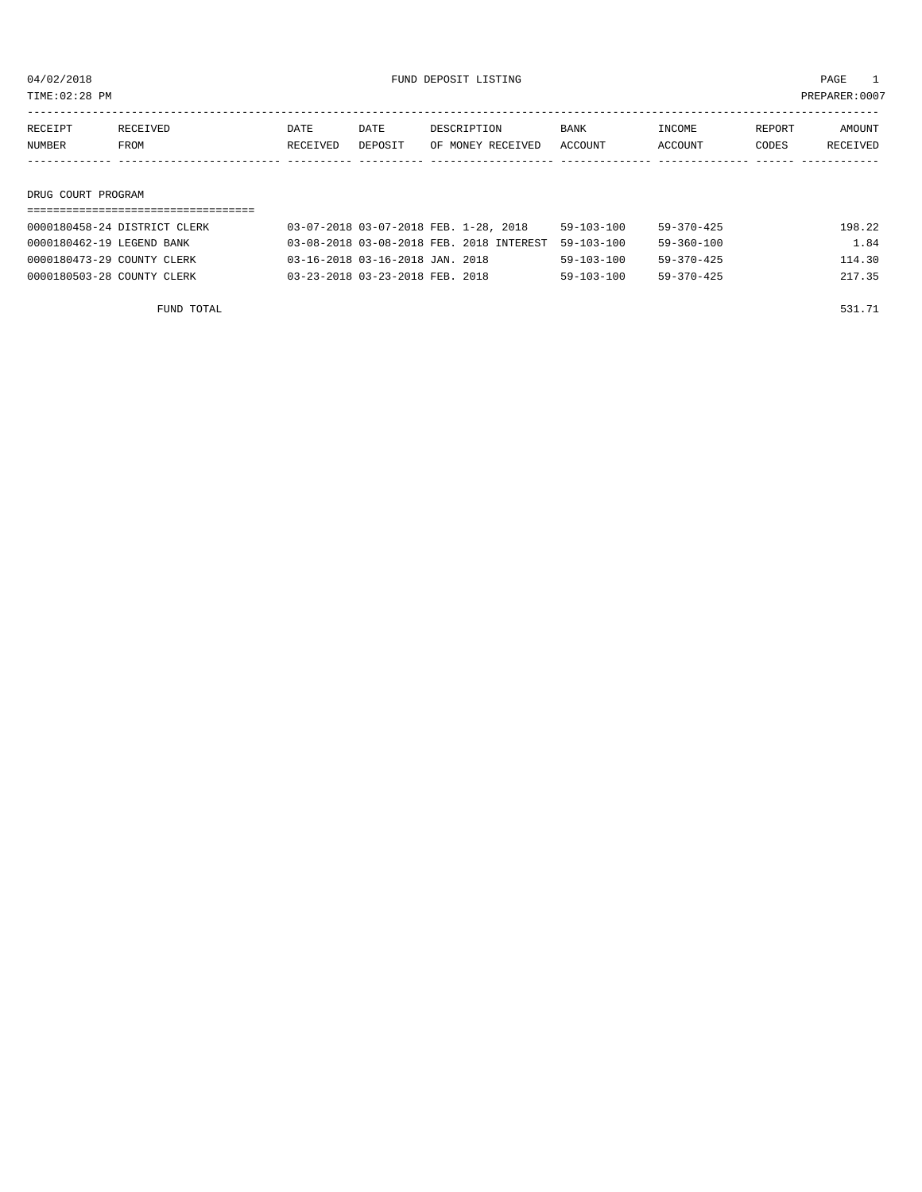# FUND DEPOSIT LISTING

04/02/2018
TIME:02:28 PM
PREPARER:0007

## DRUG COURT PROGRAM

| RECEIPT NUMBER | RECEIVED FROM | DATE RECEIVED | DATE DEPOSIT | DESCRIPTION OF MONEY RECEIVED | BANK ACCOUNT | INCOME ACCOUNT | REPORT CODES | AMOUNT RECEIVED |
|---|---|---|---|---|---|---|---|---|
| 0000180458-24 | DISTRICT CLERK | 03-07-2018 | 03-07-2018 | FEB. 1-28, 2018 | 59-103-100 | 59-370-425 | | 198.22 |
| 0000180462-19 | LEGEND BANK | 03-08-2018 | 03-08-2018 | FEB. 2018 INTEREST | 59-103-100 | 59-360-100 | | 1.84 |
| 0000180473-29 | COUNTY CLERK | 03-16-2018 | 03-16-2018 | JAN. 2018 | 59-103-100 | 59-370-425 | | 114.30 |
| 0000180503-28 | COUNTY CLERK | 03-23-2018 | 03-23-2018 | FEB. 2018 | 59-103-100 | 59-370-425 | | 217.35 |
| | FUND TOTAL | | | | | | | 531.71 |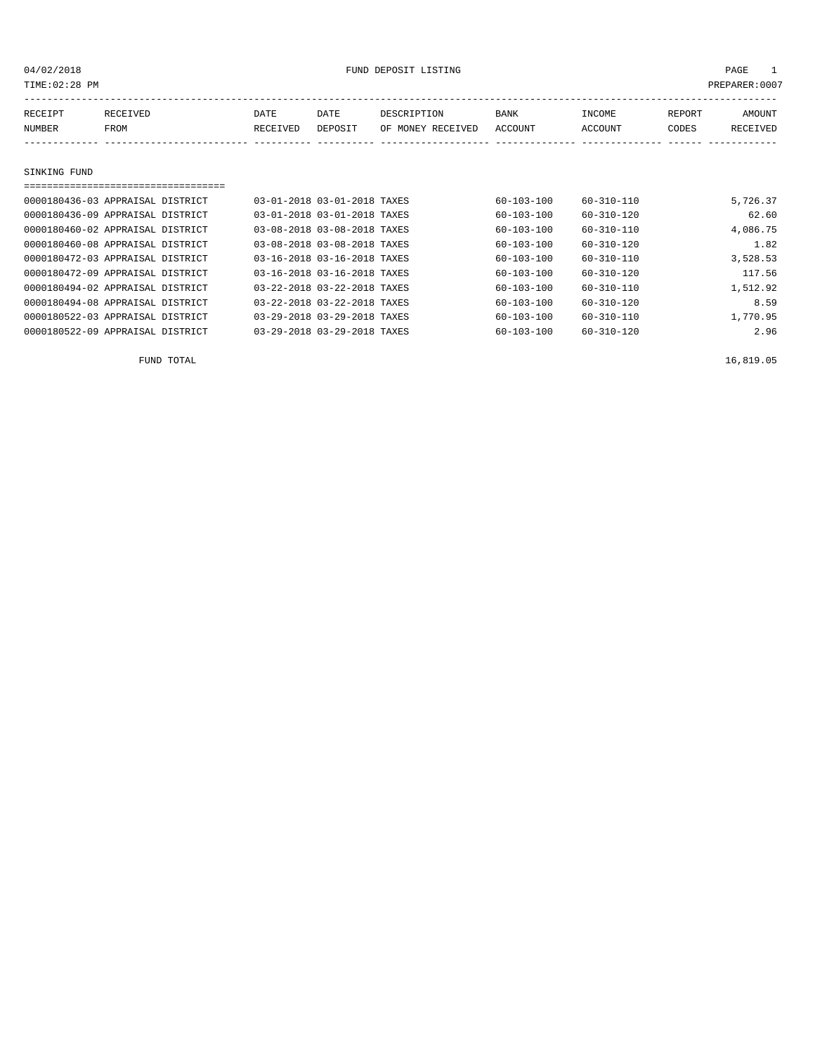04/02/2018 FUND DEPOSIT LISTING

TIME:02:28 PM PREPARER:0007

| RECEIPT NUMBER | RECEIVED FROM | DATE RECEIVED | DATE DEPOSIT | DESCRIPTION OF MONEY RECEIVED | BANK ACCOUNT | INCOME ACCOUNT | REPORT CODES | AMOUNT RECEIVED |
|---|---|---|---|---|---|---|---|---|
| **SINKING FUND** | | | | | | | | |
| 0000180436-03 | APPRAISAL DISTRICT | 03-01-2018 | 03-01-2018 | TAXES | 60-103-100 | 60-310-110 | | 5,726.37 |
| 0000180436-09 | APPRAISAL DISTRICT | 03-01-2018 | 03-01-2018 | TAXES | 60-103-100 | 60-310-120 | | 62.60 |
| 0000180460-02 | APPRAISAL DISTRICT | 03-08-2018 | 03-08-2018 | TAXES | 60-103-100 | 60-310-110 | | 4,086.75 |
| 0000180460-08 | APPRAISAL DISTRICT | 03-08-2018 | 03-08-2018 | TAXES | 60-103-100 | 60-310-120 | | 1.82 |
| 0000180472-03 | APPRAISAL DISTRICT | 03-16-2018 | 03-16-2018 | TAXES | 60-103-100 | 60-310-110 | | 3,528.53 |
| 0000180472-09 | APPRAISAL DISTRICT | 03-16-2018 | 03-16-2018 | TAXES | 60-103-100 | 60-310-120 | | 117.56 |
| 0000180494-02 | APPRAISAL DISTRICT | 03-22-2018 | 03-22-2018 | TAXES | 60-103-100 | 60-310-110 | | 1,512.92 |
| 0000180494-08 | APPRAISAL DISTRICT | 03-22-2018 | 03-22-2018 | TAXES | 60-103-100 | 60-310-120 | | 8.59 |
| 0000180522-03 | APPRAISAL DISTRICT | 03-29-2018 | 03-29-2018 | TAXES | 60-103-100 | 60-310-110 | | 1,770.95 |
| 0000180522-09 | APPRAISAL DISTRICT | 03-29-2018 | 03-29-2018 | TAXES | 60-103-100 | 60-310-120 | | 2.96 |
| | FUND TOTAL | | | | | | | 16,819.05 |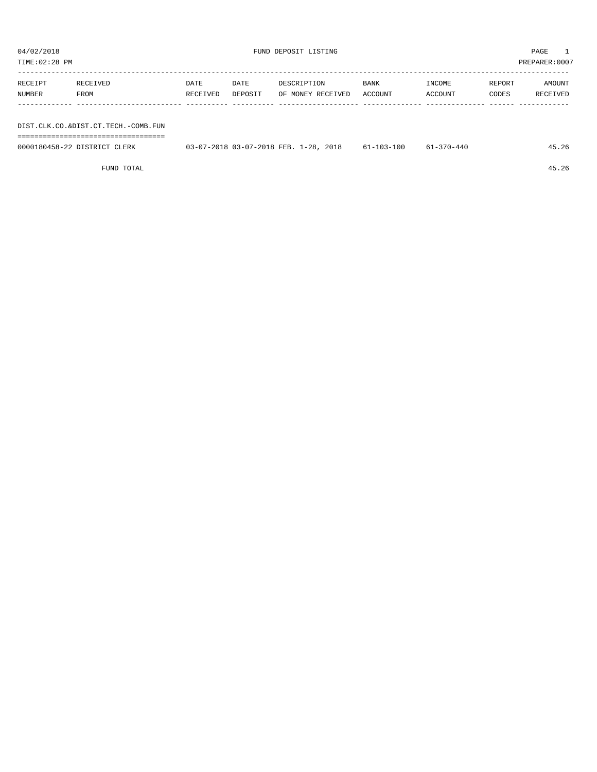04/02/2018 FUND DEPOSIT LISTING PAGE 1

TIME:02:28 PM PREPARER:0007

| RECEIPT NUMBER | RECEIVED FROM | DATE RECEIVED | DATE DEPOSIT | DESCRIPTION OF MONEY RECEIVED | BANK ACCOUNT | INCOME ACCOUNT | REPORT CODES | AMOUNT RECEIVED |
|---|---|---|---|---|---|---|---|---|
| DIST.CLK.CO.&DIST.CT.TECH.-COMB.FUN | | | | | | | | |
| 0000180458-22 | DISTRICT CLERK | 03-07-2018 | 03-07-2018 | FEB. 1-28, 2018 | 61-103-100 | 61-370-440 | | 45.26 |
| | FUND TOTAL | | | | | | | 45.26 |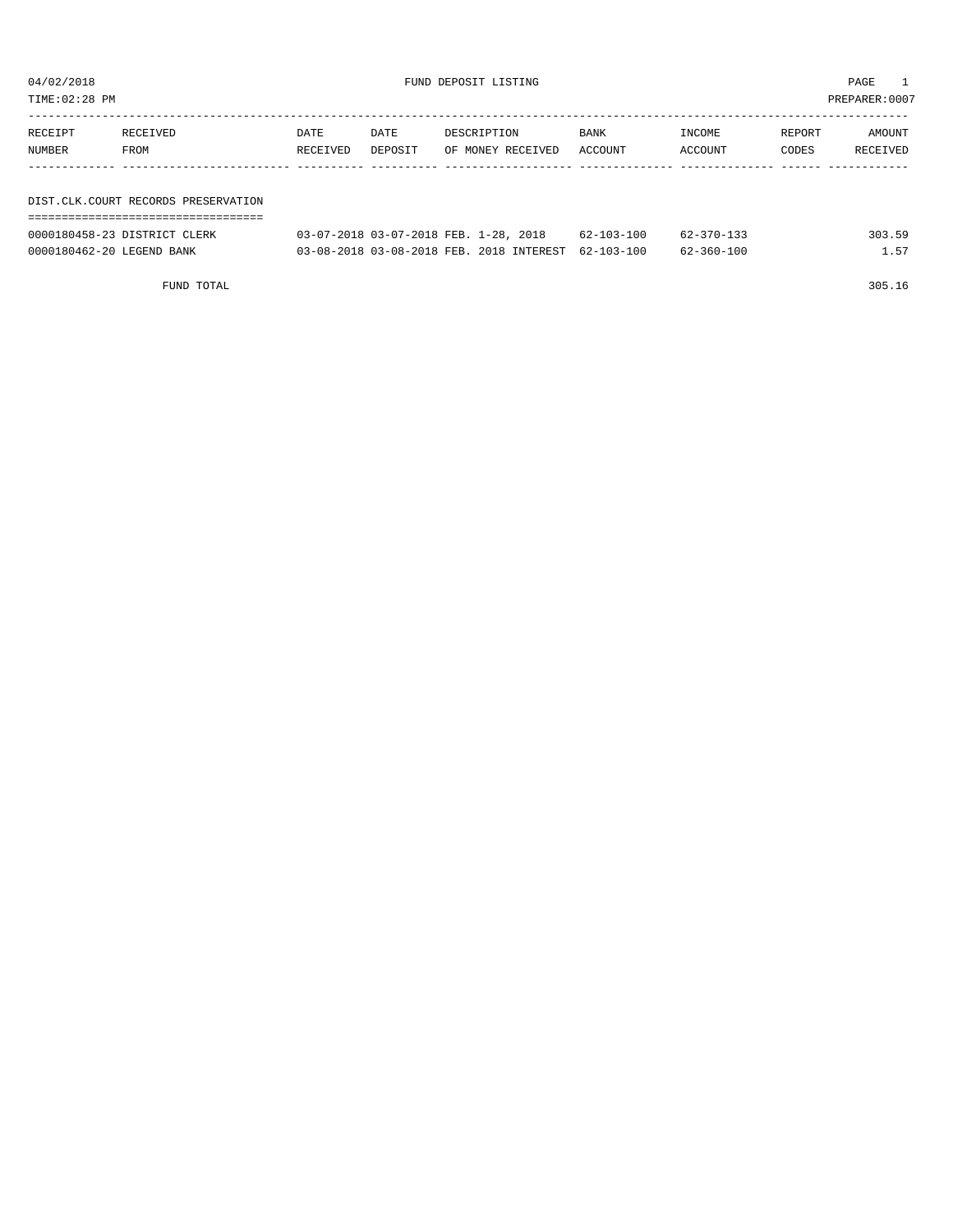04/02/2018 FUND DEPOSIT LISTING

TIME:02:28 PM PREPARER:0007

| RECEIPT NUMBER | RECEIVED FROM | DATE RECEIVED | DATE DEPOSIT | DESCRIPTION OF MONEY RECEIVED | BANK ACCOUNT | INCOME ACCOUNT | REPORT CODES | AMOUNT RECEIVED |
|---|---|---|---|---|---|---|---|---|
| **DIST.CLK.COURT RECORDS PRESERVATION** | | | | | | | | |
| 0000180458-23 | DISTRICT CLERK | 03-07-2018 | 03-07-2018 | FEB. 1-28, 2018 | 62-103-100 | 62-370-133 | | 303.59 |
| 0000180462-20 | LEGEND BANK | 03-08-2018 | 03-08-2018 | FEB. 2018 INTEREST | 62-103-100 | 62-360-100 | | 1.57 |
| | FUND TOTAL | | | | | | | 305.16 |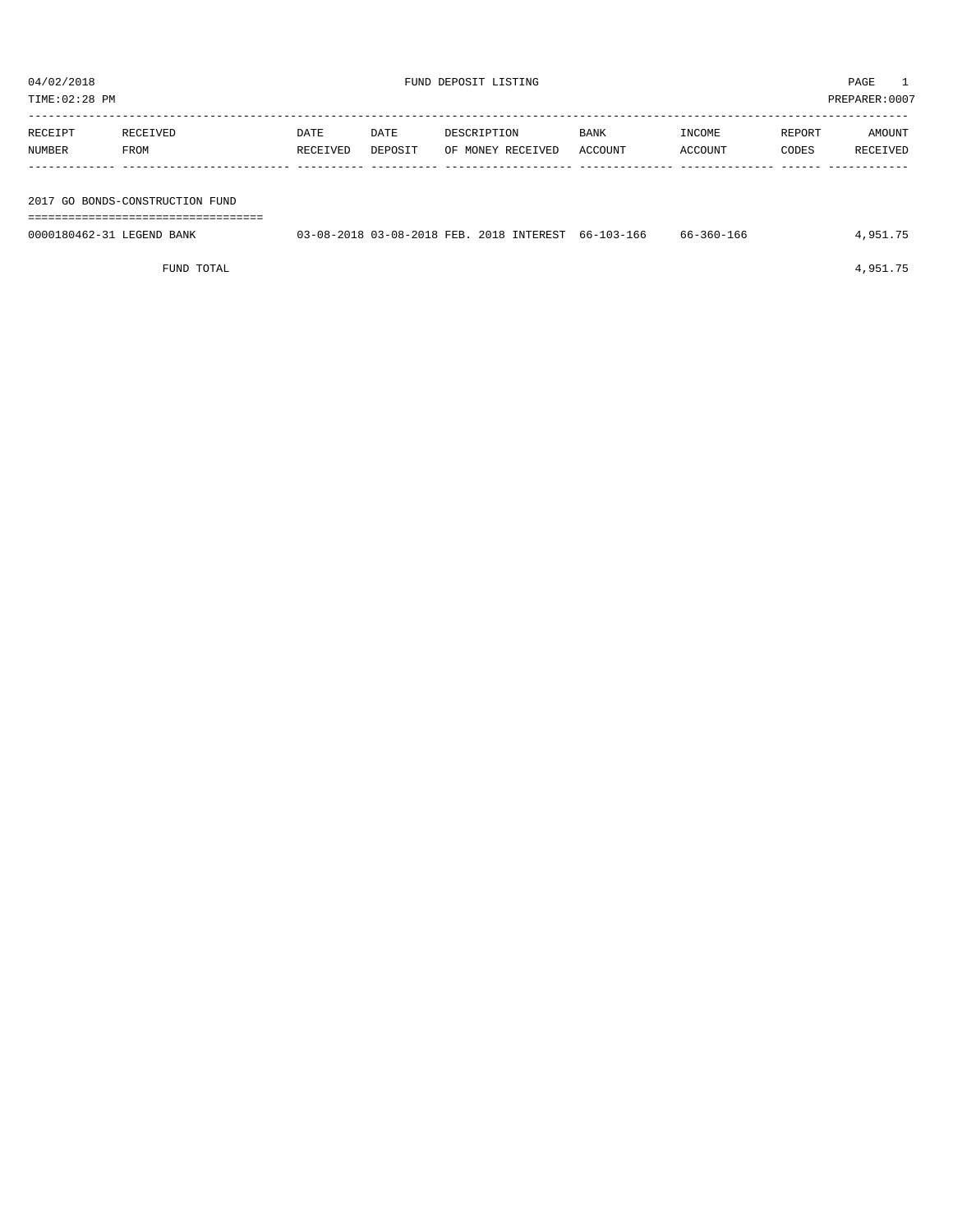04/02/2018 FUND DEPOSIT LISTING PAGE 1

TIME:02:28 PM PREPARER:0007

| RECEIPT NUMBER | RECEIVED FROM | DATE RECEIVED | DATE DEPOSIT | DESCRIPTION OF MONEY RECEIVED | BANK ACCOUNT | INCOME ACCOUNT | REPORT CODES | AMOUNT RECEIVED |
|---|---|---|---|---|---|---|---|---|
| **2017 GO BONDS-CONSTRUCTION FUND** | | | | | | | | |
| 0000180462-31 | LEGEND BANK | 03-08-2018 | 03-08-2018 | FEB. 2018 INTEREST | 66-103-166 | 66-360-166 | | 4,951.75 |
| | FUND TOTAL | | | | | | | 4,951.75 |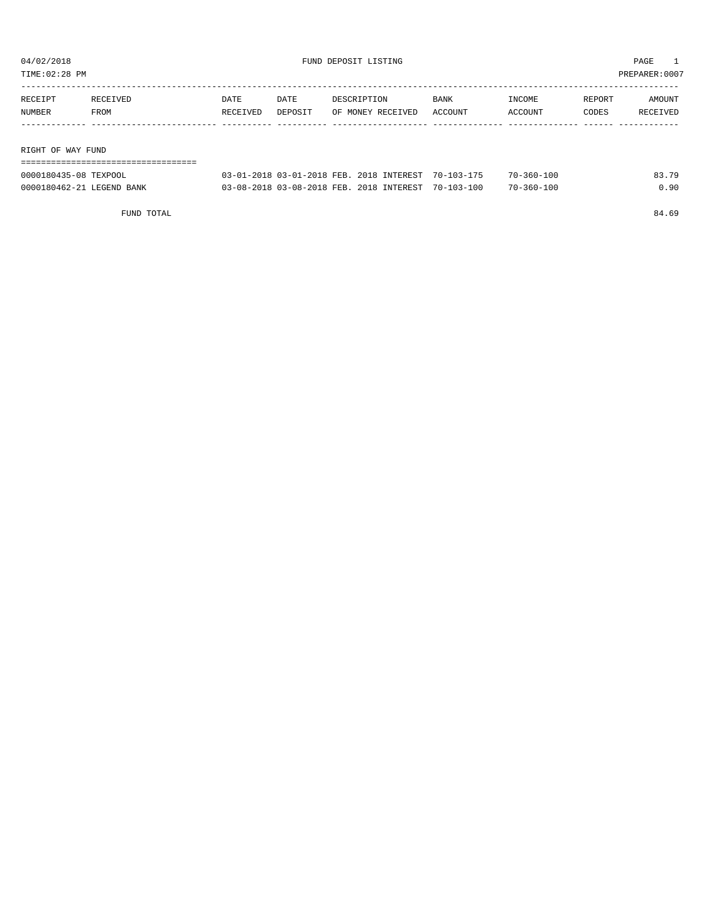04/02/2018 FUND DEPOSIT LISTING PAGE 1

TIME:02:28 PM PREPARER:0007

| RECEIPT NUMBER | RECEIVED FROM | DATE RECEIVED | DATE DEPOSIT | DESCRIPTION OF MONEY RECEIVED | BANK ACCOUNT | INCOME ACCOUNT | REPORT CODES | AMOUNT RECEIVED |
|---|---|---|---|---|---|---|---|---|
| **RIGHT OF WAY FUND** | | | | | | | | |
| 0000180435-08 | TEXPOOL | 03-01-2018 | 03-01-2018 | FEB. 2018 INTEREST | 70-103-175 | 70-360-100 | | 83.79 |
| 0000180462-21 | LEGEND BANK | 03-08-2018 | 03-08-2018 | FEB. 2018 INTEREST | 70-103-100 | 70-360-100 | | 0.90 |
| | FUND TOTAL | | | | | | | 84.69 |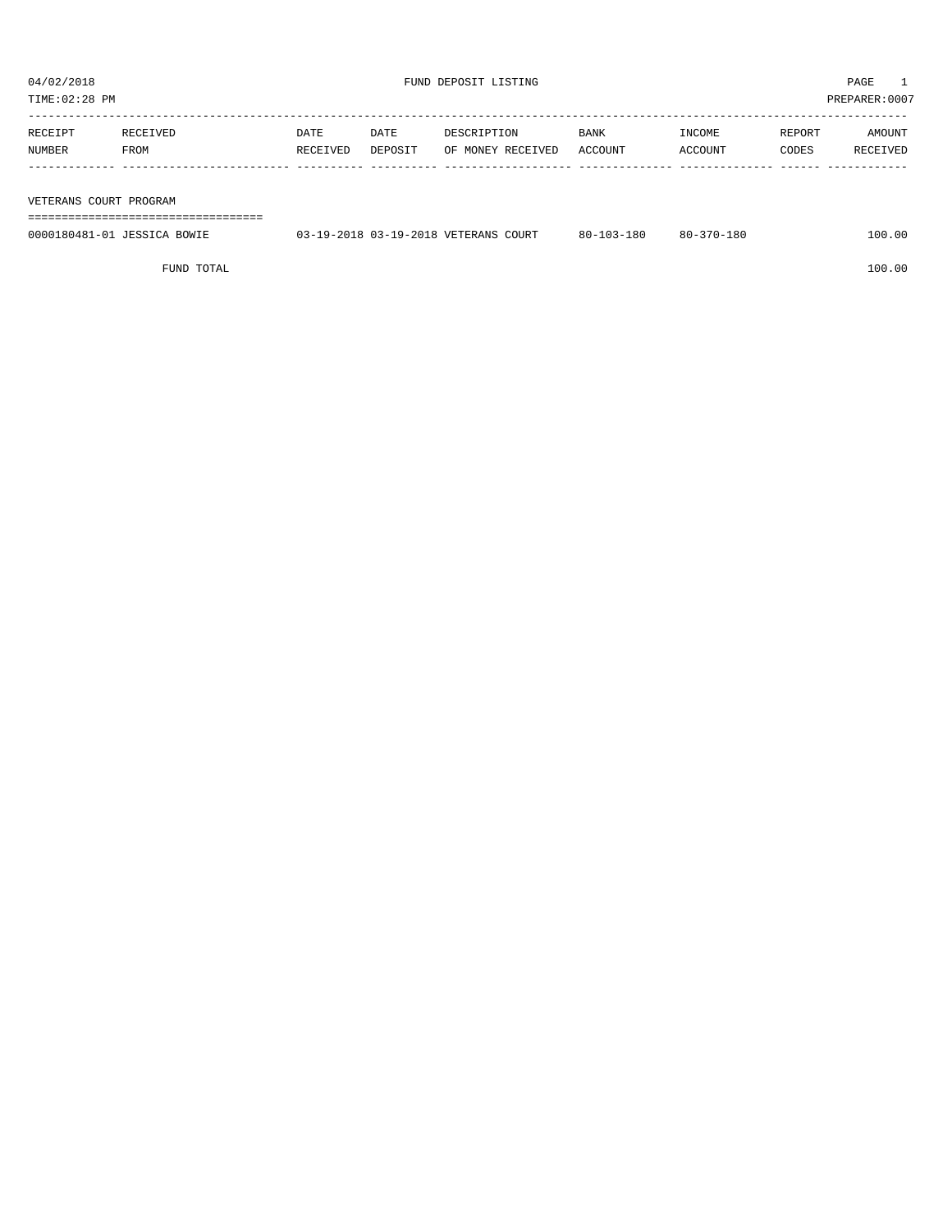04/02/2018 FUND DEPOSIT LISTING

TIME:02:28 PM PREPARER:0007

| RECEIPT NUMBER | RECEIVED FROM | DATE RECEIVED | DATE DEPOSIT | DESCRIPTION OF MONEY RECEIVED | BANK ACCOUNT | INCOME ACCOUNT | REPORT CODES | AMOUNT RECEIVED |
|---|---|---|---|---|---|---|---|---|
| **VETERANS COURT PROGRAM** | | | | | | | | |
| 0000180481-01 | JESSICA BOWIE | 03-19-2018 | 03-19-2018 | VETERANS COURT | 80-103-180 | 80-370-180 | | 100.00 |
| | FUND TOTAL | | | | | | | 100.00 |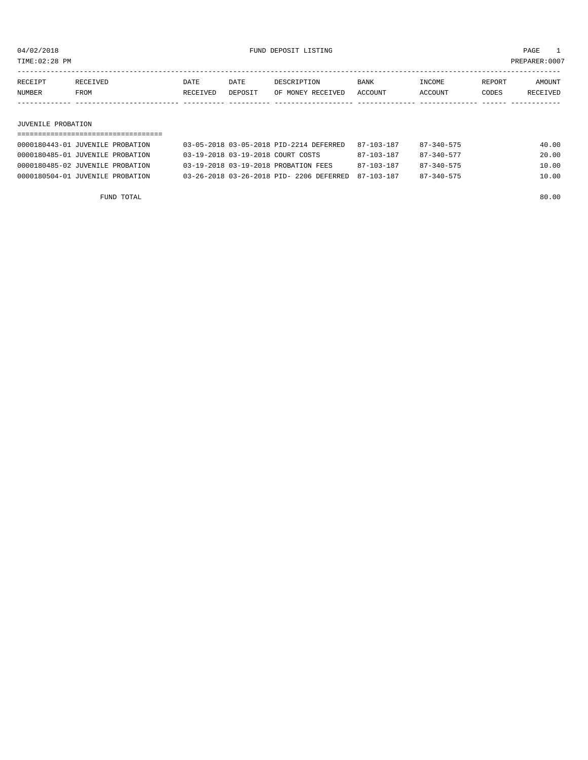FUND DEPOSIT LISTING

04/02/2018
TIME:02:28 PM
PREPARER:0007

| RECEIPT NUMBER | RECEIVED FROM | DATE RECEIVED | DATE DEPOSIT | DESCRIPTION OF MONEY RECEIVED | BANK ACCOUNT | INCOME ACCOUNT | REPORT CODES | AMOUNT RECEIVED |
|---|---|---|---|---|---|---|---|---|
| **JUVENILE PROBATION** | | | | | | | | |
| 0000180443-01 | JUVENILE PROBATION | 03-05-2018 | 03-05-2018 | PID-2214 DEFERRED | 87-103-187 | 87-340-575 | | 40.00 |
| 0000180485-01 | JUVENILE PROBATION | 03-19-2018 | 03-19-2018 | COURT COSTS | 87-103-187 | 87-340-577 | | 20.00 |
| 0000180485-02 | JUVENILE PROBATION | 03-19-2018 | 03-19-2018 | PROBATION FEES | 87-103-187 | 87-340-575 | | 10.00 |
| 0000180504-01 | JUVENILE PROBATION | 03-26-2018 | 03-26-2018 | PID- 2206 DEFERRED | 87-103-187 | 87-340-575 | | 10.00 |
| | FUND TOTAL | | | | | | | 80.00 |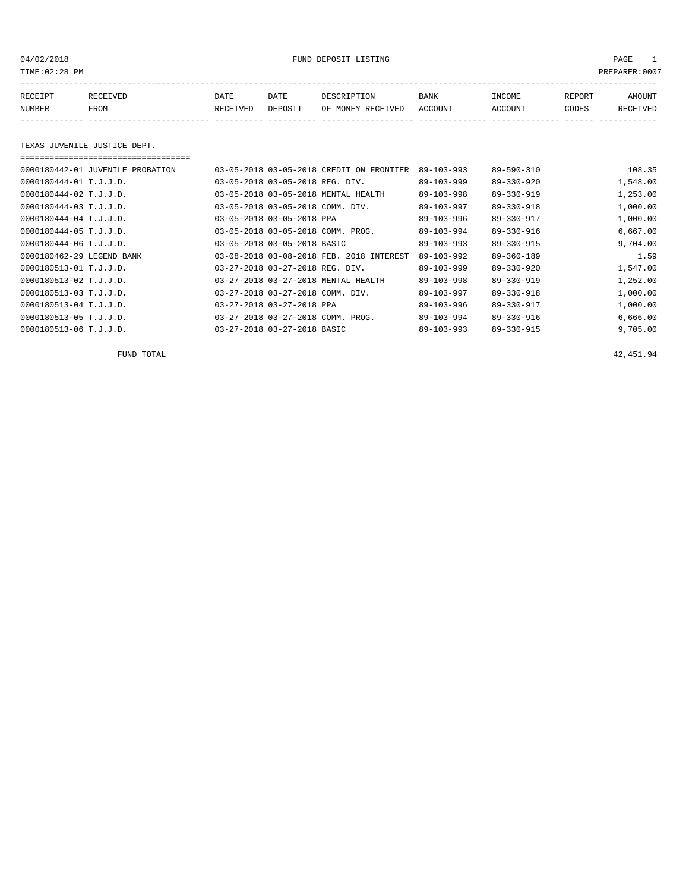04/02/2018 FUND DEPOSIT LISTING

TIME:02:28 PM PREPARER:0007

| RECEIPT NUMBER | RECEIVED FROM | DATE RECEIVED | DATE DEPOSIT | DESCRIPTION OF MONEY RECEIVED | BANK ACCOUNT | INCOME ACCOUNT | REPORT CODES | AMOUNT RECEIVED |
|---|---|---|---|---|---|---|---|---|

## TEXAS JUVENILE JUSTICE DEPT.

| RECEIPT NUMBER | RECEIVED FROM | DATE RECEIVED | DATE DEPOSIT | DESCRIPTION OF MONEY RECEIVED | BANK ACCOUNT | INCOME ACCOUNT | REPORT CODES | AMOUNT RECEIVED |
|---|---|---|---|---|---|---|---|---|
| 0000180442-01 | JUVENILE PROBATION | 03-05-2018 | 03-05-2018 | CREDIT ON FRONTIER | 89-103-993 | 89-590-310 | | 108.35 |
| 0000180444-01 | T.J.J.D. | 03-05-2018 | 03-05-2018 | REG. DIV. | 89-103-999 | 89-330-920 | | 1,548.00 |
| 0000180444-02 | T.J.J.D. | 03-05-2018 | 03-05-2018 | MENTAL HEALTH | 89-103-998 | 89-330-919 | | 1,253.00 |
| 0000180444-03 | T.J.J.D. | 03-05-2018 | 03-05-2018 | COMM. DIV. | 89-103-997 | 89-330-918 | | 1,000.00 |
| 0000180444-04 | T.J.J.D. | 03-05-2018 | 03-05-2018 | PPA | 89-103-996 | 89-330-917 | | 1,000.00 |
| 0000180444-05 | T.J.J.D. | 03-05-2018 | 03-05-2018 | COMM. PROG. | 89-103-994 | 89-330-916 | | 6,667.00 |
| 0000180444-06 | T.J.J.D. | 03-05-2018 | 03-05-2018 | BASIC | 89-103-993 | 89-330-915 | | 9,704.00 |
| 0000180462-29 | LEGEND BANK | 03-08-2018 | 03-08-2018 | FEB. 2018 INTEREST | 89-103-992 | 89-360-189 | | 1.59 |
| 0000180513-01 | T.J.J.D. | 03-27-2018 | 03-27-2018 | REG. DIV. | 89-103-999 | 89-330-920 | | 1,547.00 |
| 0000180513-02 | T.J.J.D. | 03-27-2018 | 03-27-2018 | MENTAL HEALTH | 89-103-998 | 89-330-919 | | 1,252.00 |
| 0000180513-03 | T.J.J.D. | 03-27-2018 | 03-27-2018 | COMM. DIV. | 89-103-997 | 89-330-918 | | 1,000.00 |
| 0000180513-04 | T.J.J.D. | 03-27-2018 | 03-27-2018 | PPA | 89-103-996 | 89-330-917 | | 1,000.00 |
| 0000180513-05 | T.J.J.D. | 03-27-2018 | 03-27-2018 | COMM. PROG. | 89-103-994 | 89-330-916 | | 6,666.00 |
| 0000180513-06 | T.J.J.D. | 03-27-2018 | 03-27-2018 | BASIC | 89-103-993 | 89-330-915 | | 9,705.00 |

FUND TOTAL 42,451.94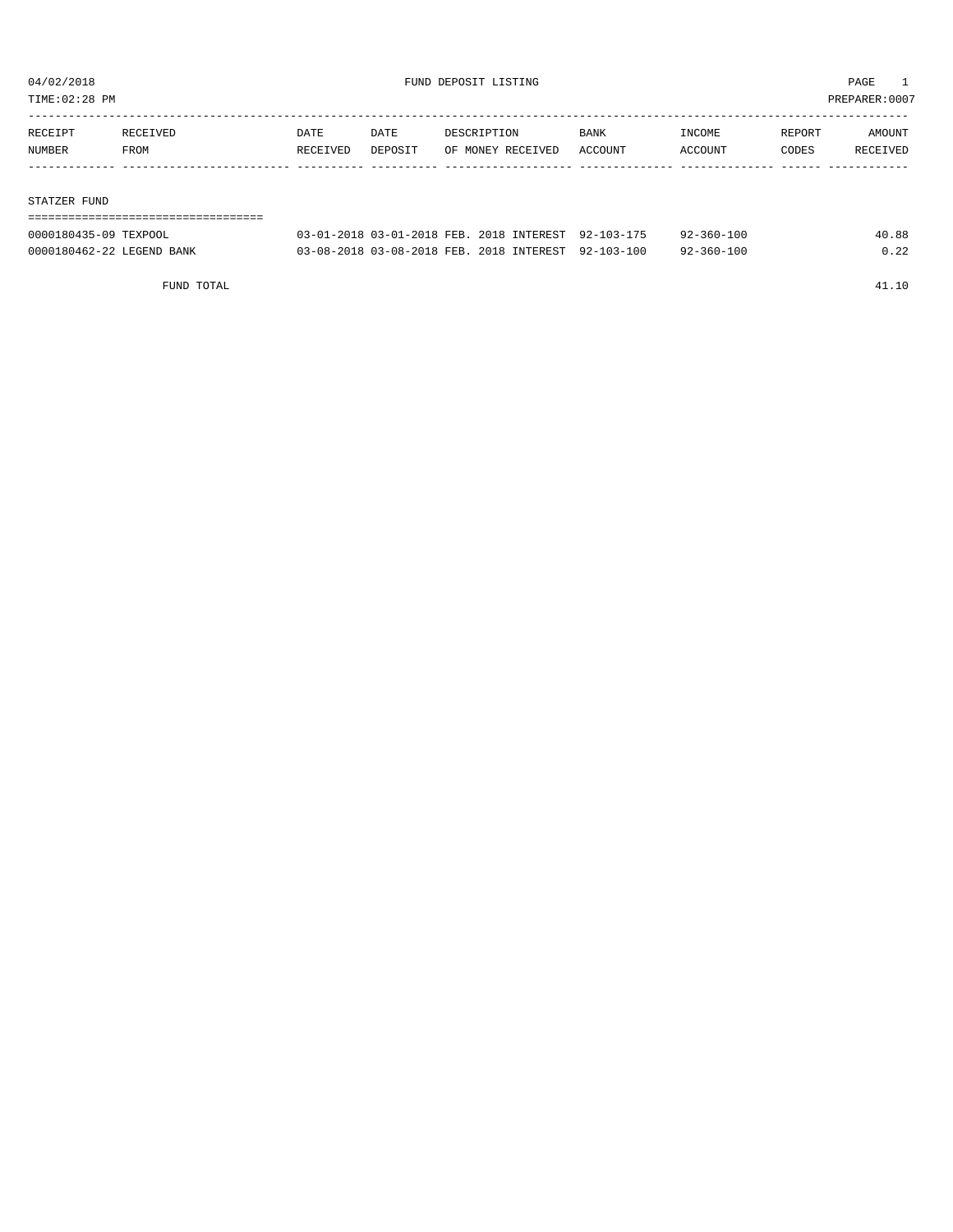04/02/2018 FUND DEPOSIT LISTING

TIME:02:28 PM PREPARER:0007

| RECEIPT NUMBER | RECEIVED FROM | DATE RECEIVED | DATE DEPOSIT | DESCRIPTION OF MONEY RECEIVED | BANK ACCOUNT | INCOME ACCOUNT | REPORT CODES | AMOUNT RECEIVED |
|---|---|---|---|---|---|---|---|---|
| **STATZER FUND** | | | | | | | | |
| 0000180435-09 | TEXPOOL | 03-01-2018 | 03-01-2018 | FEB. 2018 INTEREST | 92-103-175 | 92-360-100 | | 40.88 |
| 0000180462-22 | LEGEND BANK | 03-08-2018 | 03-08-2018 | FEB. 2018 INTEREST | 92-103-100 | 92-360-100 | | 0.22 |
| | FUND TOTAL | | | | | | | 41.10 |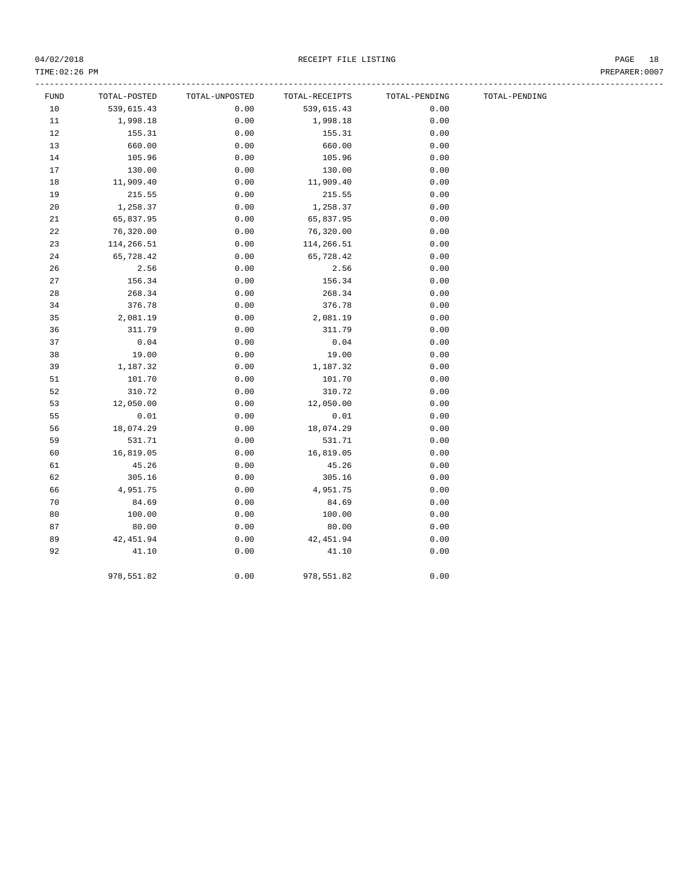04/02/2018 RECEIPT FILE LISTING

TIME:02:26 PM PREPARER:0007

| FUND | TOTAL-POSTED | TOTAL-UNPOSTED | TOTAL-RECEIPTS | TOTAL-PENDING | TOTAL-PENDING |
|---|---|---|---|---|---|
| 10 | 539,615.43 | 0.00 | 539,615.43 | 0.00 | |
| 11 | 1,998.18 | 0.00 | 1,998.18 | 0.00 | |
| 12 | 155.31 | 0.00 | 155.31 | 0.00 | |
| 13 | 660.00 | 0.00 | 660.00 | 0.00 | |
| 14 | 105.96 | 0.00 | 105.96 | 0.00 | |
| 17 | 130.00 | 0.00 | 130.00 | 0.00 | |
| 18 | 11,909.40 | 0.00 | 11,909.40 | 0.00 | |
| 19 | 215.55 | 0.00 | 215.55 | 0.00 | |
| 20 | 1,258.37 | 0.00 | 1,258.37 | 0.00 | |
| 21 | 65,837.95 | 0.00 | 65,837.95 | 0.00 | |
| 22 | 76,320.00 | 0.00 | 76,320.00 | 0.00 | |
| 23 | 114,266.51 | 0.00 | 114,266.51 | 0.00 | |
| 24 | 65,728.42 | 0.00 | 65,728.42 | 0.00 | |
| 26 | 2.56 | 0.00 | 2.56 | 0.00 | |
| 27 | 156.34 | 0.00 | 156.34 | 0.00 | |
| 28 | 268.34 | 0.00 | 268.34 | 0.00 | |
| 34 | 376.78 | 0.00 | 376.78 | 0.00 | |
| 35 | 2,081.19 | 0.00 | 2,081.19 | 0.00 | |
| 36 | 311.79 | 0.00 | 311.79 | 0.00 | |
| 37 | 0.04 | 0.00 | 0.04 | 0.00 | |
| 38 | 19.00 | 0.00 | 19.00 | 0.00 | |
| 39 | 1,187.32 | 0.00 | 1,187.32 | 0.00 | |
| 51 | 101.70 | 0.00 | 101.70 | 0.00 | |
| 52 | 310.72 | 0.00 | 310.72 | 0.00 | |
| 53 | 12,050.00 | 0.00 | 12,050.00 | 0.00 | |
| 55 | 0.01 | 0.00 | 0.01 | 0.00 | |
| 56 | 18,074.29 | 0.00 | 18,074.29 | 0.00 | |
| 59 | 531.71 | 0.00 | 531.71 | 0.00 | |
| 60 | 16,819.05 | 0.00 | 16,819.05 | 0.00 | |
| 61 | 45.26 | 0.00 | 45.26 | 0.00 | |
| 62 | 305.16 | 0.00 | 305.16 | 0.00 | |
| 66 | 4,951.75 | 0.00 | 4,951.75 | 0.00 | |
| 70 | 84.69 | 0.00 | 84.69 | 0.00 | |
| 80 | 100.00 | 0.00 | 100.00 | 0.00 | |
| 87 | 80.00 | 0.00 | 80.00 | 0.00 | |
| 89 | 42,451.94 | 0.00 | 42,451.94 | 0.00 | |
| 92 | 41.10 | 0.00 | 41.10 | 0.00 | |
| | 978,551.82 | 0.00 | 978,551.82 | 0.00 | |